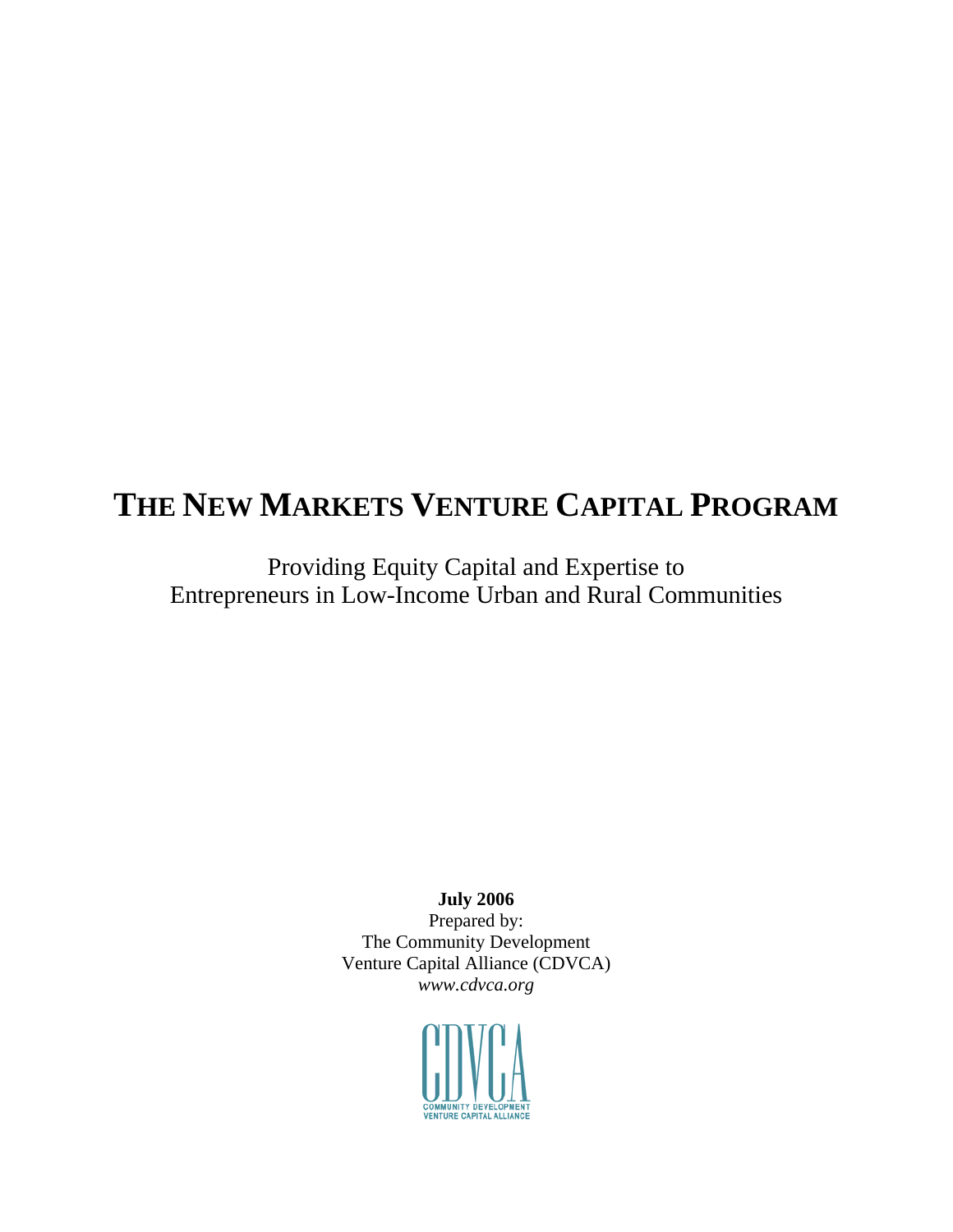# THE NEW MARKETS VENTURE CAPITAL PROGRAM

Providing Equity Capital and Expertise to
Entrepreneurs in Low-Income Urban and Rural Communities

**July 2006**

Prepared by:
The Community Development
Venture Capital Alliance (CDVCA)
*www.cdvca.org*

CDVCA
COMMUNITY DEVELOPMENT
VENTURE CAPITAL ALLIANCE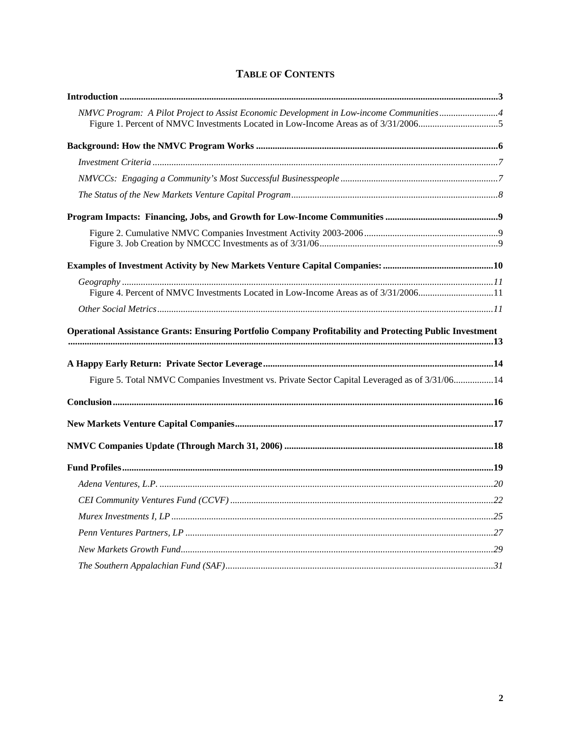# TABLE OF CONTENTS

**Introduction** ..... **3**

*NMVC Program: A Pilot Project to Assist Economic Development in Low-income Communities* ..... *4*

Figure 1. Percent of NMVC Investments Located in Low-Income Areas as of 3/31/2006 ..... 5

**Background: How the NMVC Program Works** ..... **6**

*Investment Criteria* ..... *7*

*NMVCCs: Engaging a Community's Most Successful Businesspeople* ..... *7*

*The Status of the New Markets Venture Capital Program* ..... *8*

**Program Impacts: Financing, Jobs, and Growth for Low-Income Communities** ..... **9**

Figure 2. Cumulative NMVC Companies Investment Activity 2003-2006 ..... 9

Figure 3. Job Creation by NMCCC Investments as of 3/31/06 ..... 9

**Examples of Investment Activity by New Markets Venture Capital Companies:** ..... **10**

*Geography* ..... *11*

Figure 4. Percent of NMVC Investments Located in Low-Income Areas as of 3/31/2006 ..... 11

*Other Social Metrics* ..... *11*

**Operational Assistance Grants: Ensuring Portfolio Company Profitability and Protecting Public Investment** ..... **13**

**A Happy Early Return: Private Sector Leverage** ..... **14**

Figure 5. Total NMVC Companies Investment vs. Private Sector Capital Leveraged as of 3/31/06 ..... 14

**Conclusion** ..... **16**

**New Markets Venture Capital Companies** ..... **17**

**NMVC Companies Update (Through March 31, 2006)** ..... **18**

**Fund Profiles** ..... **19**

*Adena Ventures, L.P.* ..... *20*

*CEI Community Ventures Fund (CCVF)* ..... *22*

*Murex Investments I, LP* ..... *25*

*Penn Ventures Partners, LP* ..... *27*

*New Markets Growth Fund* ..... *29*

*The Southern Appalachian Fund (SAF)* ..... *31*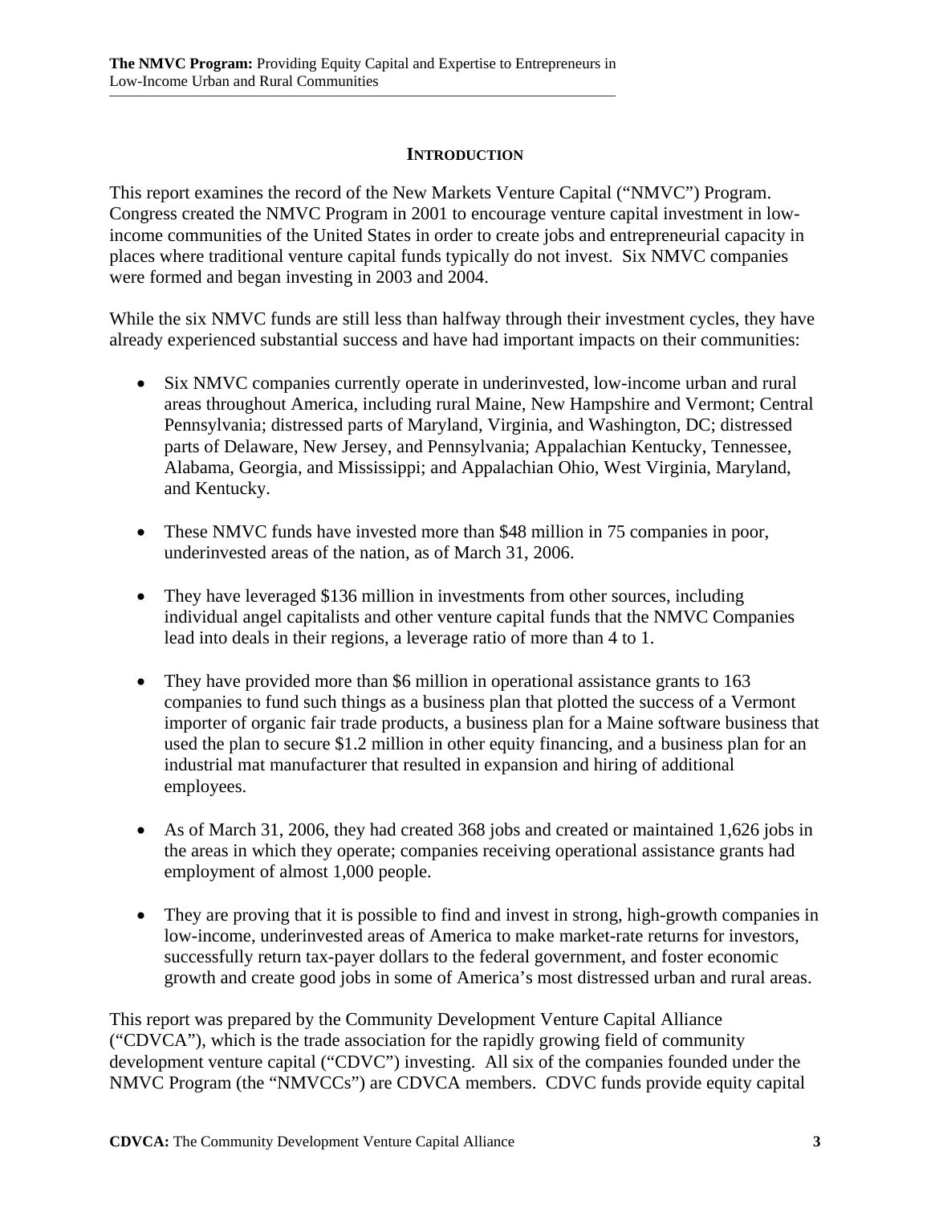## INTRODUCTION

This report examines the record of the New Markets Venture Capital ("NMVC") Program. Congress created the NMVC Program in 2001 to encourage venture capital investment in low-income communities of the United States in order to create jobs and entrepreneurial capacity in places where traditional venture capital funds typically do not invest. Six NMVC companies were formed and began investing in 2003 and 2004.

While the six NMVC funds are still less than halfway through their investment cycles, they have already experienced substantial success and have had important impacts on their communities:

- Six NMVC companies currently operate in underinvested, low-income urban and rural areas throughout America, including rural Maine, New Hampshire and Vermont; Central Pennsylvania; distressed parts of Maryland, Virginia, and Washington, DC; distressed parts of Delaware, New Jersey, and Pennsylvania; Appalachian Kentucky, Tennessee, Alabama, Georgia, and Mississippi; and Appalachian Ohio, West Virginia, Maryland, and Kentucky.

- These NMVC funds have invested more than $48 million in 75 companies in poor, underinvested areas of the nation, as of March 31, 2006.

- They have leveraged $136 million in investments from other sources, including individual angel capitalists and other venture capital funds that the NMVC Companies lead into deals in their regions, a leverage ratio of more than 4 to 1.

- They have provided more than $6 million in operational assistance grants to 163 companies to fund such things as a business plan that plotted the success of a Vermont importer of organic fair trade products, a business plan for a Maine software business that used the plan to secure $1.2 million in other equity financing, and a business plan for an industrial mat manufacturer that resulted in expansion and hiring of additional employees.

- As of March 31, 2006, they had created 368 jobs and created or maintained 1,626 jobs in the areas in which they operate; companies receiving operational assistance grants had employment of almost 1,000 people.

- They are proving that it is possible to find and invest in strong, high-growth companies in low-income, underinvested areas of America to make market-rate returns for investors, successfully return tax-payer dollars to the federal government, and foster economic growth and create good jobs in some of America's most distressed urban and rural areas.

This report was prepared by the Community Development Venture Capital Alliance ("CDVCA"), which is the trade association for the rapidly growing field of community development venture capital ("CDVC") investing. All six of the companies founded under the NMVC Program (the "NMVCCs") are CDVCA members. CDVC funds provide equity capital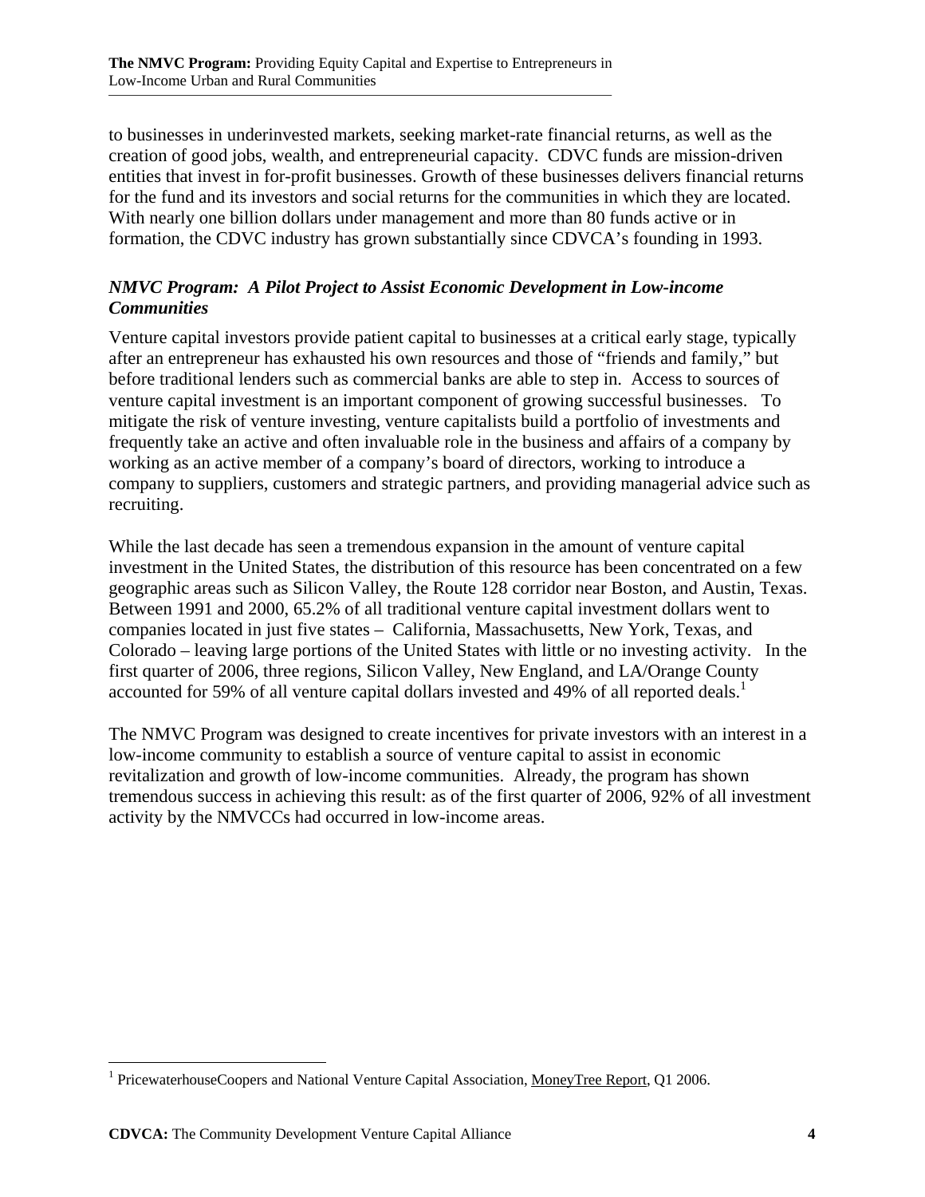to businesses in underinvested markets, seeking market-rate financial returns, as well as the creation of good jobs, wealth, and entrepreneurial capacity. CDVC funds are mission-driven entities that invest in for-profit businesses. Growth of these businesses delivers financial returns for the fund and its investors and social returns for the communities in which they are located. With nearly one billion dollars under management and more than 80 funds active or in formation, the CDVC industry has grown substantially since CDVCA's founding in 1993.

### *NMVC Program: A Pilot Project to Assist Economic Development in Low-income Communities*

Venture capital investors provide patient capital to businesses at a critical early stage, typically after an entrepreneur has exhausted his own resources and those of "friends and family," but before traditional lenders such as commercial banks are able to step in. Access to sources of venture capital investment is an important component of growing successful businesses. To mitigate the risk of venture investing, venture capitalists build a portfolio of investments and frequently take an active and often invaluable role in the business and affairs of a company by working as an active member of a company's board of directors, working to introduce a company to suppliers, customers and strategic partners, and providing managerial advice such as recruiting.

While the last decade has seen a tremendous expansion in the amount of venture capital investment in the United States, the distribution of this resource has been concentrated on a few geographic areas such as Silicon Valley, the Route 128 corridor near Boston, and Austin, Texas. Between 1991 and 2000, 65.2% of all traditional venture capital investment dollars went to companies located in just five states – California, Massachusetts, New York, Texas, and Colorado – leaving large portions of the United States with little or no investing activity. In the first quarter of 2006, three regions, Silicon Valley, New England, and LA/Orange County accounted for 59% of all venture capital dollars invested and 49% of all reported deals.[1]

The NMVC Program was designed to create incentives for private investors with an interest in a low-income community to establish a source of venture capital to assist in economic revitalization and growth of low-income communities. Already, the program has shown tremendous success in achieving this result: as of the first quarter of 2006, 92% of all investment activity by the NMVCCs had occurred in low-income areas.

[1] PricewaterhouseCoopers and National Venture Capital Association, MoneyTree Report, Q1 2006.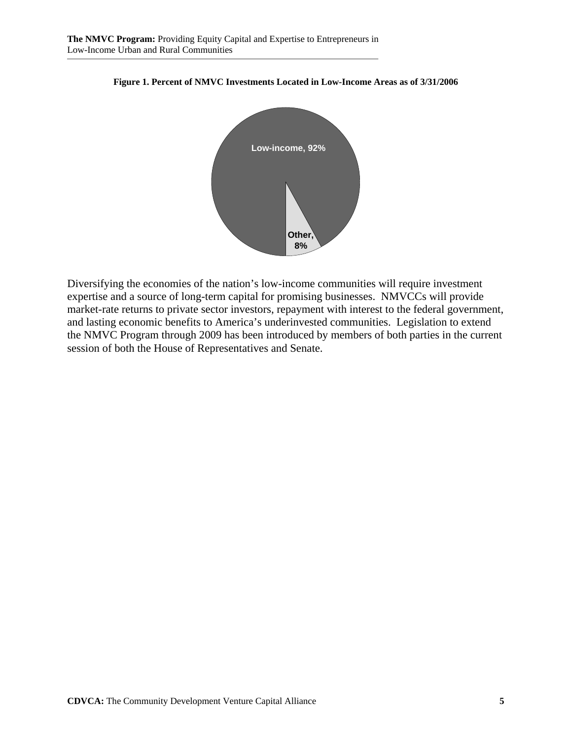**Figure 1. Percent of NMVC Investments Located in Low-Income Areas as of 3/31/2006**

Low-income, 92%

Other, 8%

Diversifying the economies of the nation's low-income communities will require investment expertise and a source of long-term capital for promising businesses. NMVCCs will provide market-rate returns to private sector investors, repayment with interest to the federal government, and lasting economic benefits to America's underinvested communities. Legislation to extend the NMVC Program through 2009 has been introduced by members of both parties in the current session of both the House of Representatives and Senate.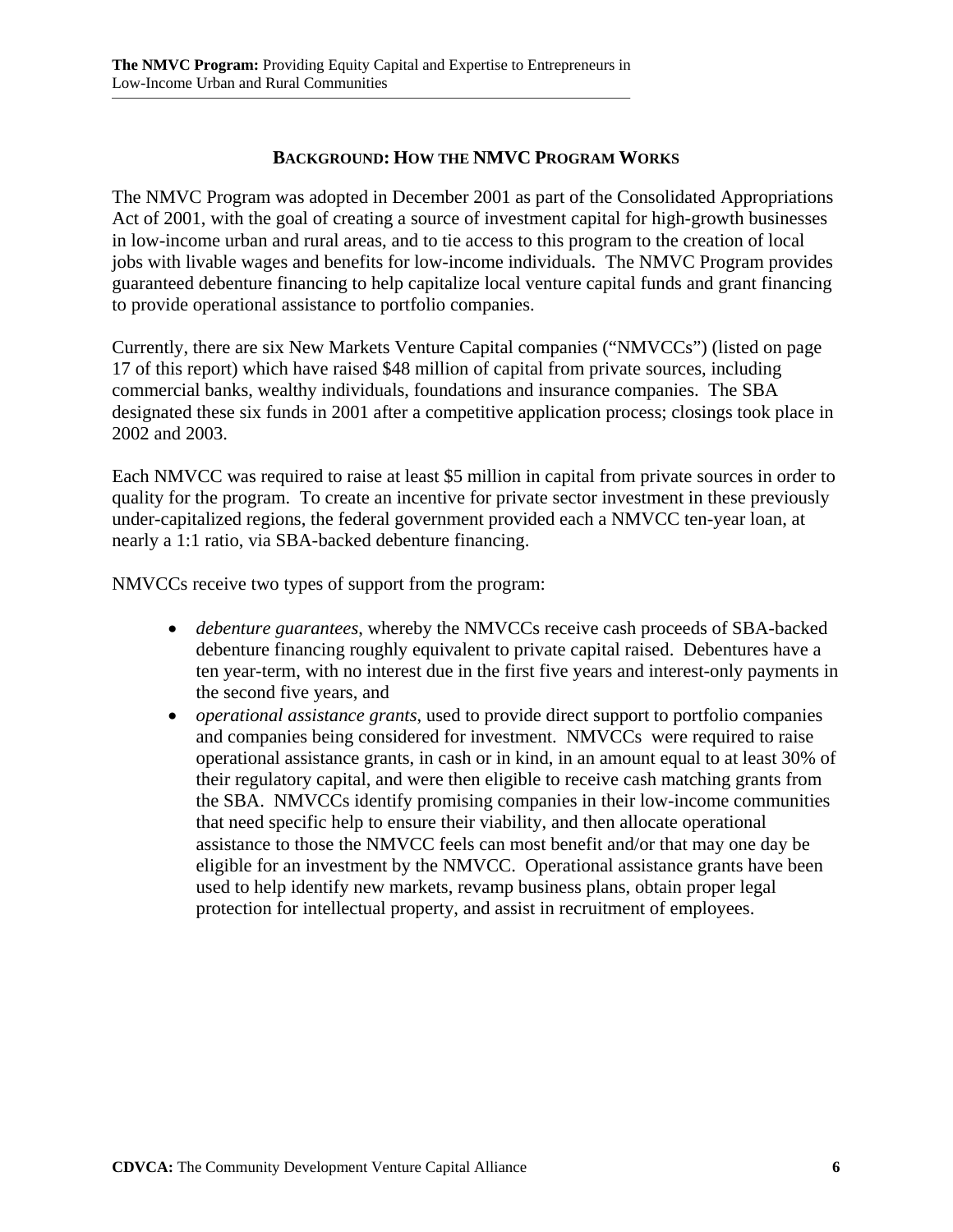## BACKGROUND: HOW THE NMVC PROGRAM WORKS

The NMVC Program was adopted in December 2001 as part of the Consolidated Appropriations Act of 2001, with the goal of creating a source of investment capital for high-growth businesses in low-income urban and rural areas, and to tie access to this program to the creation of local jobs with livable wages and benefits for low-income individuals. The NMVC Program provides guaranteed debenture financing to help capitalize local venture capital funds and grant financing to provide operational assistance to portfolio companies.

Currently, there are six New Markets Venture Capital companies ("NMVCCs") (listed on page 17 of this report) which have raised $48 million of capital from private sources, including commercial banks, wealthy individuals, foundations and insurance companies. The SBA designated these six funds in 2001 after a competitive application process; closings took place in 2002 and 2003.

Each NMVCC was required to raise at least $5 million in capital from private sources in order to quality for the program. To create an incentive for private sector investment in these previously under-capitalized regions, the federal government provided each a NMVCC ten-year loan, at nearly a 1:1 ratio, via SBA-backed debenture financing.

NMVCCs receive two types of support from the program:

- *debenture guarantees*, whereby the NMVCCs receive cash proceeds of SBA-backed debenture financing roughly equivalent to private capital raised. Debentures have a ten year-term, with no interest due in the first five years and interest-only payments in the second five years, and
- *operational assistance grants*, used to provide direct support to portfolio companies and companies being considered for investment. NMVCCs were required to raise operational assistance grants, in cash or in kind, in an amount equal to at least 30% of their regulatory capital, and were then eligible to receive cash matching grants from the SBA. NMVCCs identify promising companies in their low-income communities that need specific help to ensure their viability, and then allocate operational assistance to those the NMVCC feels can most benefit and/or that may one day be eligible for an investment by the NMVCC. Operational assistance grants have been used to help identify new markets, revamp business plans, obtain proper legal protection for intellectual property, and assist in recruitment of employees.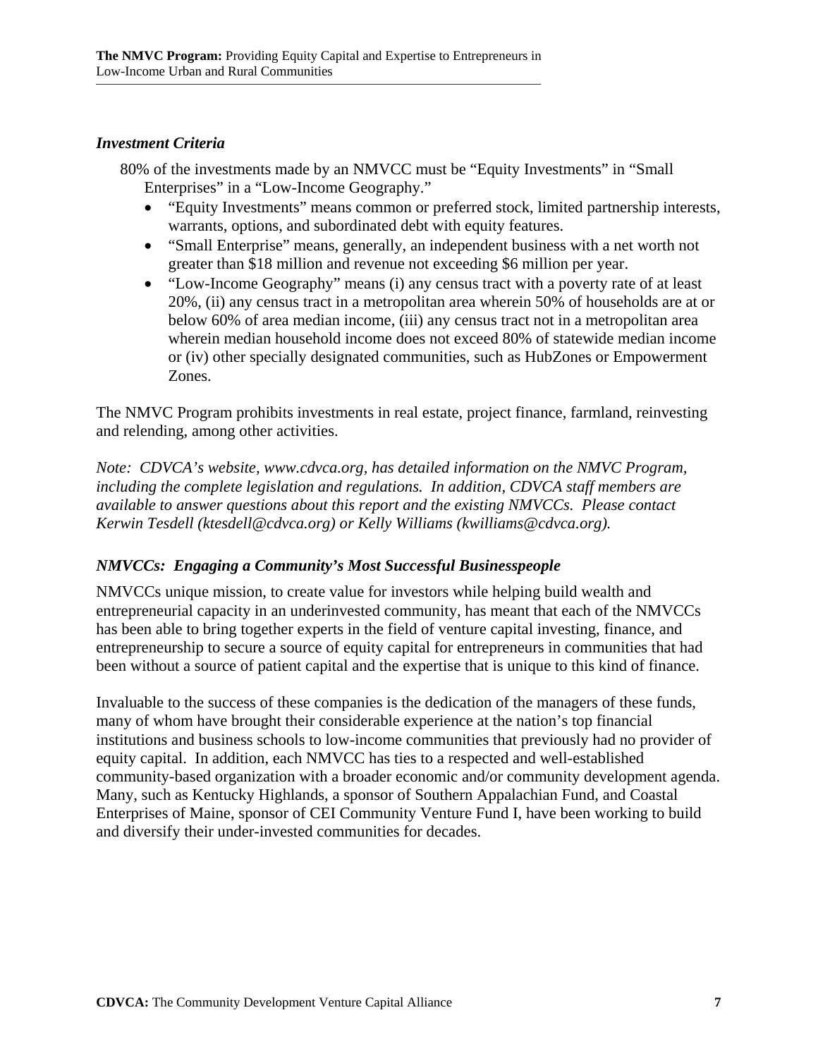### *Investment Criteria*

80% of the investments made by an NMVCC must be "Equity Investments" in "Small Enterprises" in a "Low-Income Geography."

- "Equity Investments" means common or preferred stock, limited partnership interests, warrants, options, and subordinated debt with equity features.
- "Small Enterprise" means, generally, an independent business with a net worth not greater than $18 million and revenue not exceeding $6 million per year.
- "Low-Income Geography" means (i) any census tract with a poverty rate of at least 20%, (ii) any census tract in a metropolitan area wherein 50% of households are at or below 60% of area median income, (iii) any census tract not in a metropolitan area wherein median household income does not exceed 80% of statewide median income or (iv) other specially designated communities, such as HubZones or Empowerment Zones.

The NMVC Program prohibits investments in real estate, project finance, farmland, reinvesting and relending, among other activities.

*Note: CDVCA's website, www.cdvca.org, has detailed information on the NMVC Program, including the complete legislation and regulations. In addition, CDVCA staff members are available to answer questions about this report and the existing NMVCCs. Please contact Kerwin Tesdell (ktesdell@cdvca.org) or Kelly Williams (kwilliams@cdvca.org).*

### *NMVCCs: Engaging a Community's Most Successful Businesspeople*

NMVCCs unique mission, to create value for investors while helping build wealth and entrepreneurial capacity in an underinvested community, has meant that each of the NMVCCs has been able to bring together experts in the field of venture capital investing, finance, and entrepreneurship to secure a source of equity capital for entrepreneurs in communities that had been without a source of patient capital and the expertise that is unique to this kind of finance.

Invaluable to the success of these companies is the dedication of the managers of these funds, many of whom have brought their considerable experience at the nation's top financial institutions and business schools to low-income communities that previously had no provider of equity capital. In addition, each NMVCC has ties to a respected and well-established community-based organization with a broader economic and/or community development agenda. Many, such as Kentucky Highlands, a sponsor of Southern Appalachian Fund, and Coastal Enterprises of Maine, sponsor of CEI Community Venture Fund I, have been working to build and diversify their under-invested communities for decades.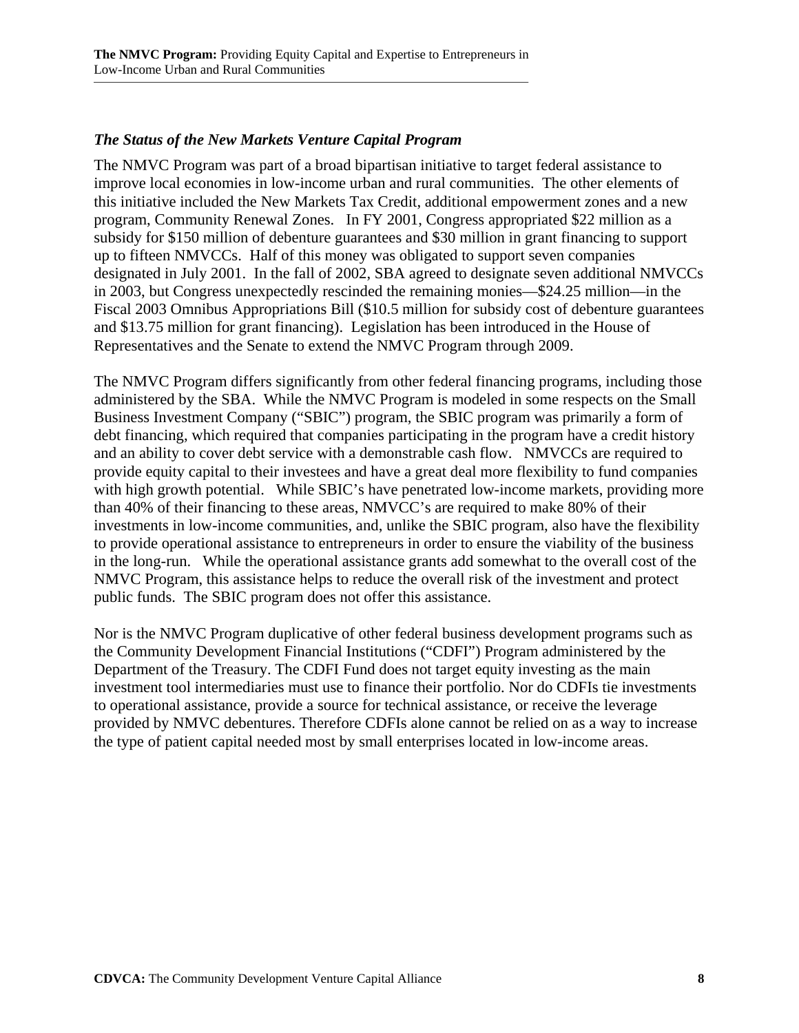### *The Status of the New Markets Venture Capital Program*

The NMVC Program was part of a broad bipartisan initiative to target federal assistance to improve local economies in low-income urban and rural communities. The other elements of this initiative included the New Markets Tax Credit, additional empowerment zones and a new program, Community Renewal Zones. In FY 2001, Congress appropriated $22 million as a subsidy for $150 million of debenture guarantees and $30 million in grant financing to support up to fifteen NMVCCs. Half of this money was obligated to support seven companies designated in July 2001. In the fall of 2002, SBA agreed to designate seven additional NMVCCs in 2003, but Congress unexpectedly rescinded the remaining monies—$24.25 million—in the Fiscal 2003 Omnibus Appropriations Bill ($10.5 million for subsidy cost of debenture guarantees and $13.75 million for grant financing). Legislation has been introduced in the House of Representatives and the Senate to extend the NMVC Program through 2009.

The NMVC Program differs significantly from other federal financing programs, including those administered by the SBA. While the NMVC Program is modeled in some respects on the Small Business Investment Company ("SBIC") program, the SBIC program was primarily a form of debt financing, which required that companies participating in the program have a credit history and an ability to cover debt service with a demonstrable cash flow. NMVCCs are required to provide equity capital to their investees and have a great deal more flexibility to fund companies with high growth potential. While SBIC's have penetrated low-income markets, providing more than 40% of their financing to these areas, NMVCC's are required to make 80% of their investments in low-income communities, and, unlike the SBIC program, also have the flexibility to provide operational assistance to entrepreneurs in order to ensure the viability of the business in the long-run. While the operational assistance grants add somewhat to the overall cost of the NMVC Program, this assistance helps to reduce the overall risk of the investment and protect public funds. The SBIC program does not offer this assistance.

Nor is the NMVC Program duplicative of other federal business development programs such as the Community Development Financial Institutions ("CDFI") Program administered by the Department of the Treasury. The CDFI Fund does not target equity investing as the main investment tool intermediaries must use to finance their portfolio. Nor do CDFIs tie investments to operational assistance, provide a source for technical assistance, or receive the leverage provided by NMVC debentures. Therefore CDFIs alone cannot be relied on as a way to increase the type of patient capital needed most by small enterprises located in low-income areas.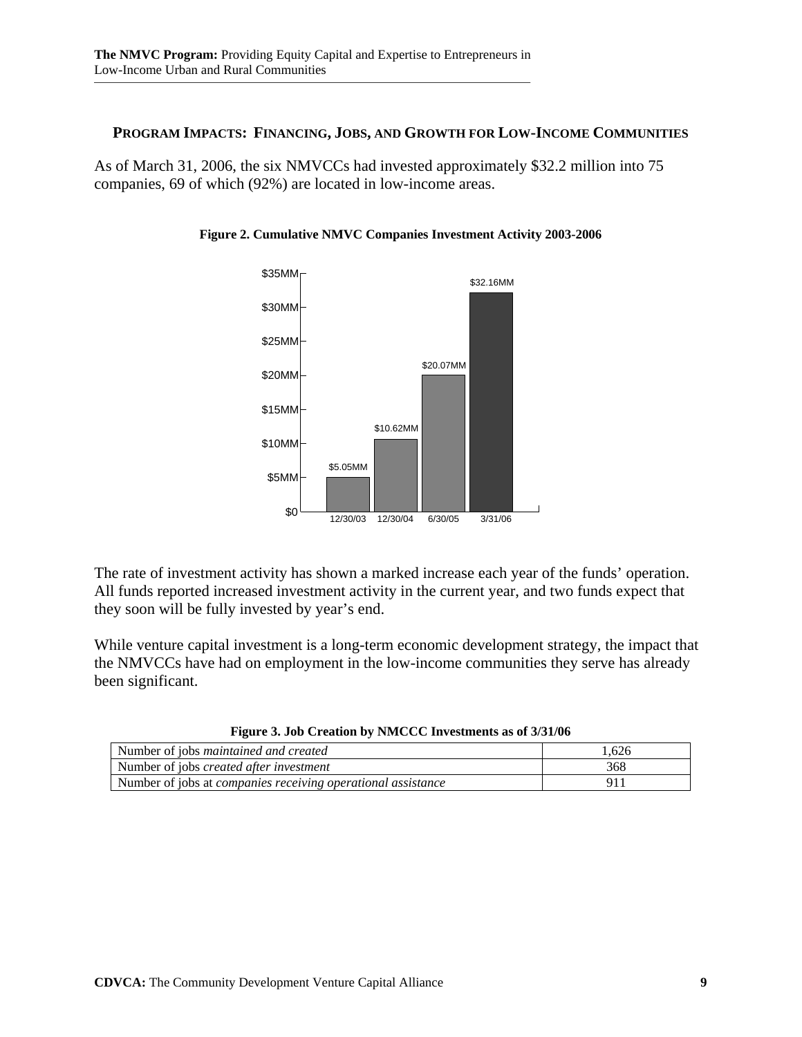## PROGRAM IMPACTS: FINANCING, JOBS, AND GROWTH FOR LOW-INCOME COMMUNITIES

As of March 31, 2006, the six NMVCCs had invested approximately $32.2 million into 75 companies, 69 of which (92%) are located in low-income areas.

**Figure 2. Cumulative NMVC Companies Investment Activity 2003-2006**

| Date | Cumulative Investment |
|---|---|
| 12/30/03 | $5.05MM |
| 12/30/04 | $10.62MM |
| 6/30/05 | $20.07MM |
| 3/31/06 | $32.16MM |

The rate of investment activity has shown a marked increase each year of the funds' operation. All funds reported increased investment activity in the current year, and two funds expect that they soon will be fully invested by year's end.

While venture capital investment is a long-term economic development strategy, the impact that the NMVCCs have had on employment in the low-income communities they serve has already been significant.

**Figure 3. Job Creation by NMCCC Investments as of 3/31/06**

| | |
|---|---|
| Number of jobs *maintained and created* | 1,626 |
| Number of jobs *created after investment* | 368 |
| Number of jobs at *companies receiving operational assistance* | 911 |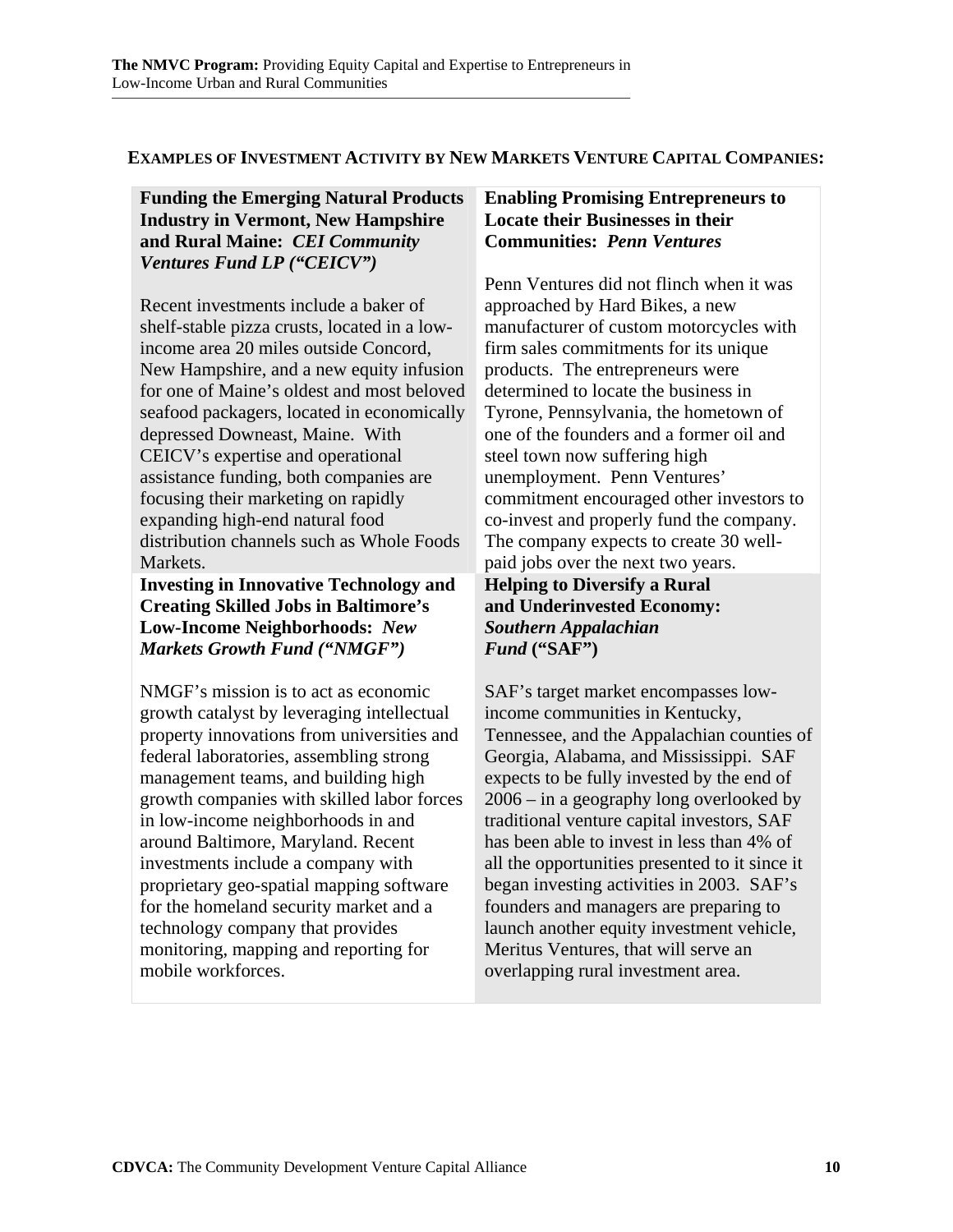## EXAMPLES OF INVESTMENT ACTIVITY BY NEW MARKETS VENTURE CAPITAL COMPANIES:

### Funding the Emerging Natural Products Industry in Vermont, New Hampshire and Rural Maine: *CEI Community Ventures Fund LP ("CEICV")*

Recent investments include a baker of shelf-stable pizza crusts, located in a low-income area 20 miles outside Concord, New Hampshire, and a new equity infusion for one of Maine's oldest and most beloved seafood packagers, located in economically depressed Downeast, Maine. With CEICV's expertise and operational assistance funding, both companies are focusing their marketing on rapidly expanding high-end natural food distribution channels such as Whole Foods Markets.

### Enabling Promising Entrepreneurs to Locate their Businesses in their Communities: *Penn Ventures*

Penn Ventures did not flinch when it was approached by Hard Bikes, a new manufacturer of custom motorcycles with firm sales commitments for its unique products. The entrepreneurs were determined to locate the business in Tyrone, Pennsylvania, the hometown of one of the founders and a former oil and steel town now suffering high unemployment. Penn Ventures' commitment encouraged other investors to co-invest and properly fund the company. The company expects to create 30 well-paid jobs over the next two years.

### Investing in Innovative Technology and Creating Skilled Jobs in Baltimore's Low-Income Neighborhoods: *New Markets Growth Fund ("NMGF")*

NMGF's mission is to act as economic growth catalyst by leveraging intellectual property innovations from universities and federal laboratories, assembling strong management teams, and building high growth companies with skilled labor forces in low-income neighborhoods in and around Baltimore, Maryland. Recent investments include a company with proprietary geo-spatial mapping software for the homeland security market and a technology company that provides monitoring, mapping and reporting for mobile workforces.

### Helping to Diversify a Rural and Underinvested Economy: *Southern Appalachian Fund* ("SAF")

SAF's target market encompasses low-income communities in Kentucky, Tennessee, and the Appalachian counties of Georgia, Alabama, and Mississippi. SAF expects to be fully invested by the end of 2006 – in a geography long overlooked by traditional venture capital investors, SAF has been able to invest in less than 4% of all the opportunities presented to it since it began investing activities in 2003. SAF's founders and managers are preparing to launch another equity investment vehicle, Meritus Ventures, that will serve an overlapping rural investment area.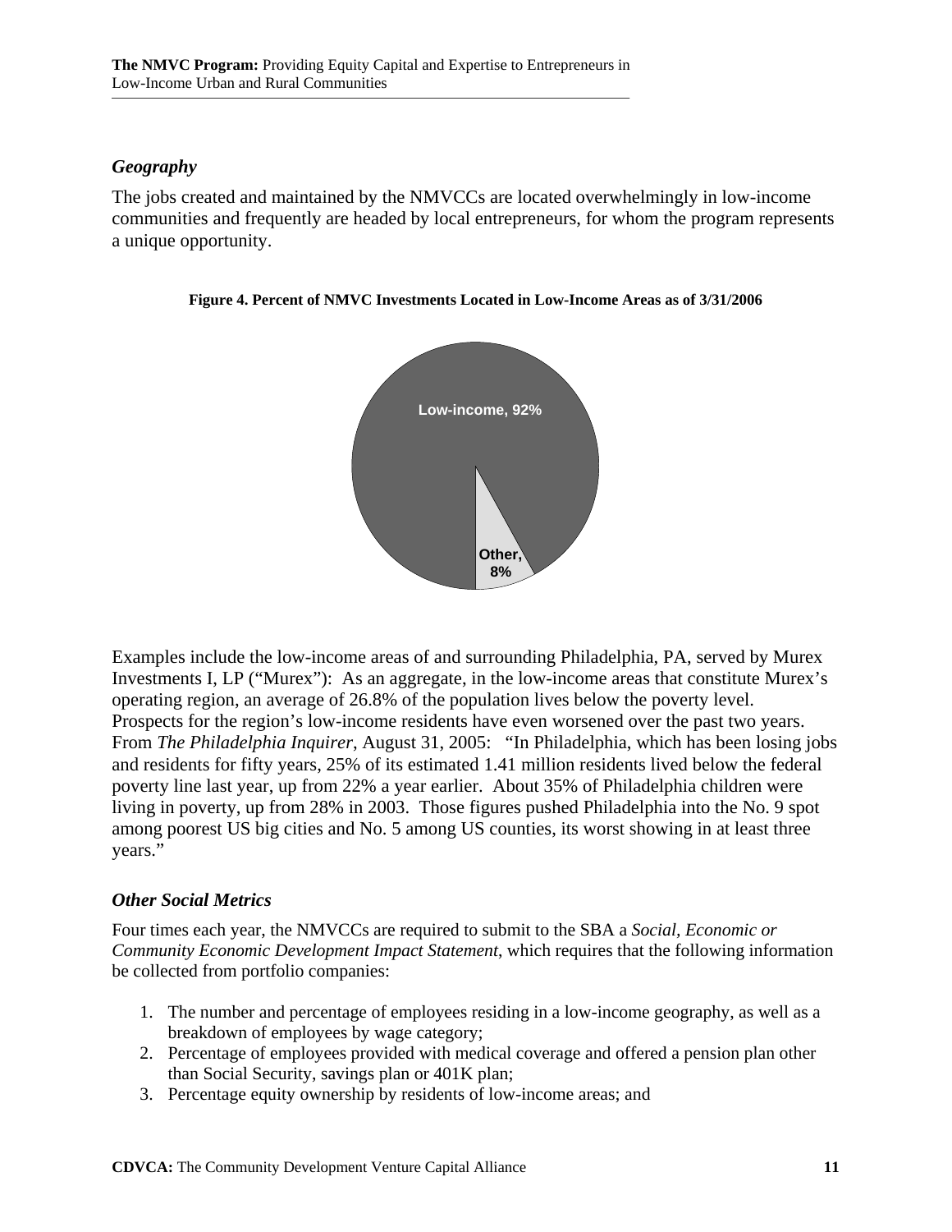### *Geography*

The jobs created and maintained by the NMVCCs are located overwhelmingly in low-income communities and frequently are headed by local entrepreneurs, for whom the program represents a unique opportunity.

**Figure 4. Percent of NMVC Investments Located in Low-Income Areas as of 3/31/2006**

Low-income, 92%

Other, 8%

Examples include the low-income areas of and surrounding Philadelphia, PA, served by Murex Investments I, LP ("Murex"): As an aggregate, in the low-income areas that constitute Murex's operating region, an average of 26.8% of the population lives below the poverty level. Prospects for the region's low-income residents have even worsened over the past two years. From *The Philadelphia Inquirer*, August 31, 2005: "In Philadelphia, which has been losing jobs and residents for fifty years, 25% of its estimated 1.41 million residents lived below the federal poverty line last year, up from 22% a year earlier. About 35% of Philadelphia children were living in poverty, up from 28% in 2003. Those figures pushed Philadelphia into the No. 9 spot among poorest US big cities and No. 5 among US counties, its worst showing in at least three years."

### *Other Social Metrics*

Four times each year, the NMVCCs are required to submit to the SBA a *Social, Economic or Community Economic Development Impact Statement*, which requires that the following information be collected from portfolio companies:

1. The number and percentage of employees residing in a low-income geography, as well as a breakdown of employees by wage category;
2. Percentage of employees provided with medical coverage and offered a pension plan other than Social Security, savings plan or 401K plan;
3. Percentage equity ownership by residents of low-income areas; and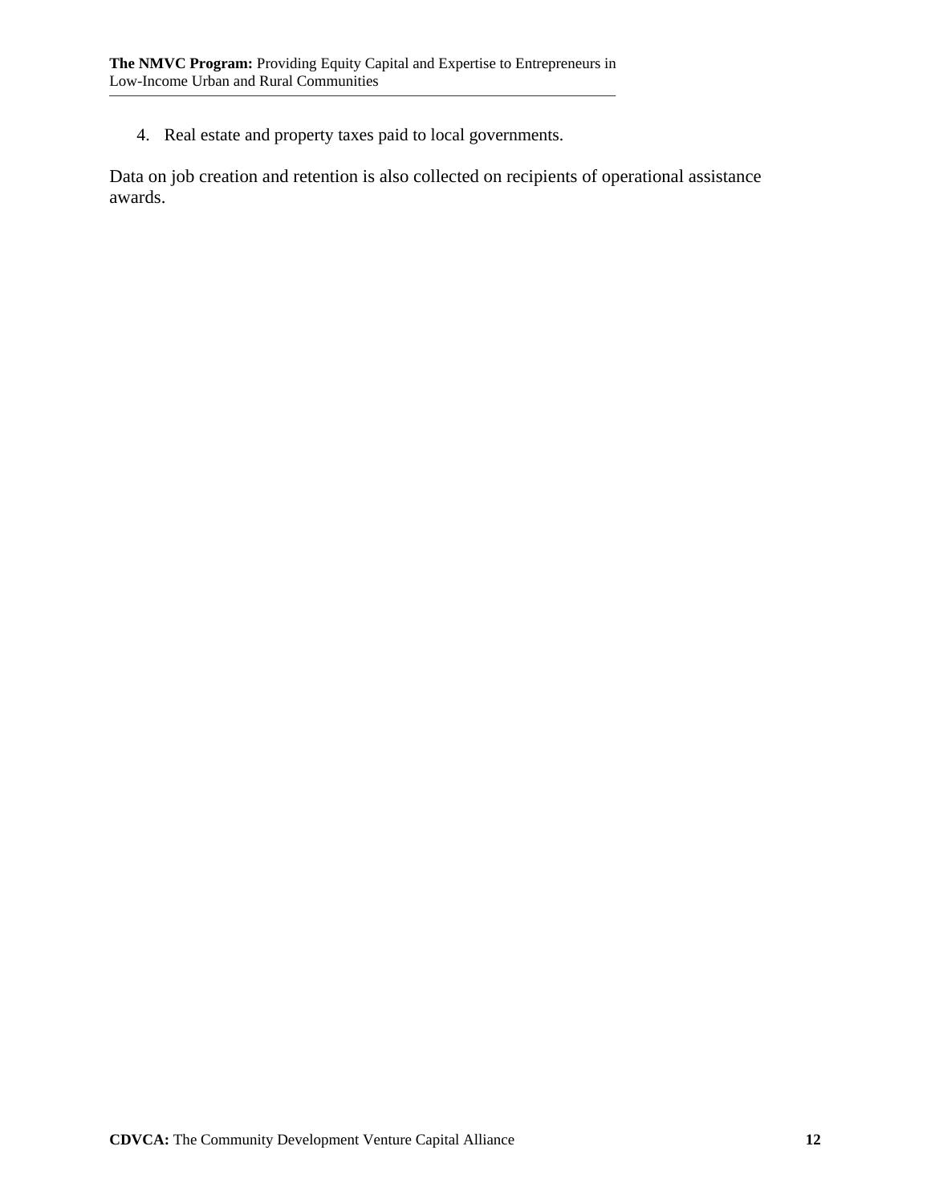4. Real estate and property taxes paid to local governments.

Data on job creation and retention is also collected on recipients of operational assistance awards.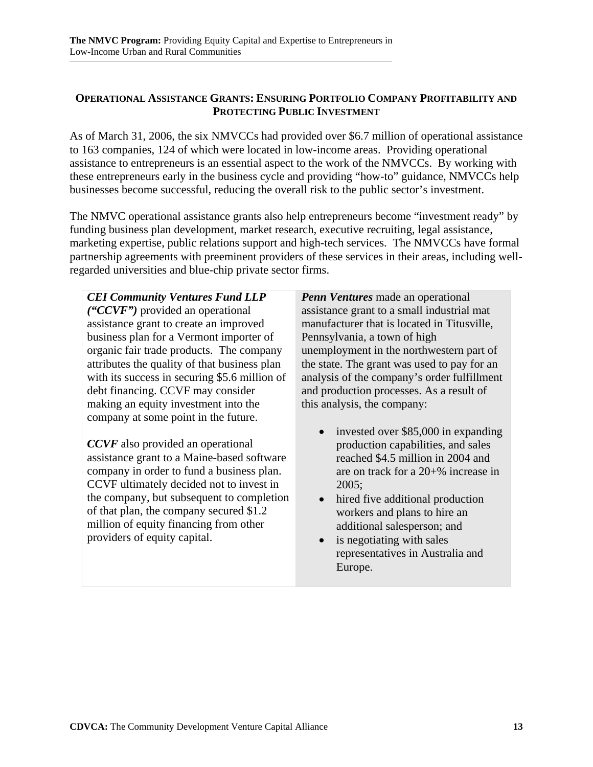## OPERATIONAL ASSISTANCE GRANTS: ENSURING PORTFOLIO COMPANY PROFITABILITY AND PROTECTING PUBLIC INVESTMENT

As of March 31, 2006, the six NMVCCs had provided over $6.7 million of operational assistance to 163 companies, 124 of which were located in low-income areas. Providing operational assistance to entrepreneurs is an essential aspect to the work of the NMVCCs. By working with these entrepreneurs early in the business cycle and providing "how-to" guidance, NMVCCs help businesses become successful, reducing the overall risk to the public sector's investment.

The NMVC operational assistance grants also help entrepreneurs become "investment ready" by funding business plan development, market research, executive recruiting, legal assistance, marketing expertise, public relations support and high-tech services. The NMVCCs have formal partnership agreements with preeminent providers of these services in their areas, including well-regarded universities and blue-chip private sector firms.

***CEI Community Ventures Fund LLP ("CCVF")*** provided an operational assistance grant to create an improved business plan for a Vermont importer of organic fair trade products. The company attributes the quality of that business plan with its success in securing $5.6 million of debt financing. CCVF may consider making an equity investment into the company at some point in the future.

***CCVF*** also provided an operational assistance grant to a Maine-based software company in order to fund a business plan. CCVF ultimately decided not to invest in the company, but subsequent to completion of that plan, the company secured $1.2 million of equity financing from other providers of equity capital.

***Penn Ventures*** made an operational assistance grant to a small industrial mat manufacturer that is located in Titusville, Pennsylvania, a town of high unemployment in the northwestern part of the state. The grant was used to pay for an analysis of the company's order fulfillment and production processes. As a result of this analysis, the company:

- invested over $85,000 in expanding production capabilities, and sales reached $4.5 million in 2004 and are on track for a 20+% increase in 2005;
- hired five additional production workers and plans to hire an additional salesperson; and
- is negotiating with sales representatives in Australia and Europe.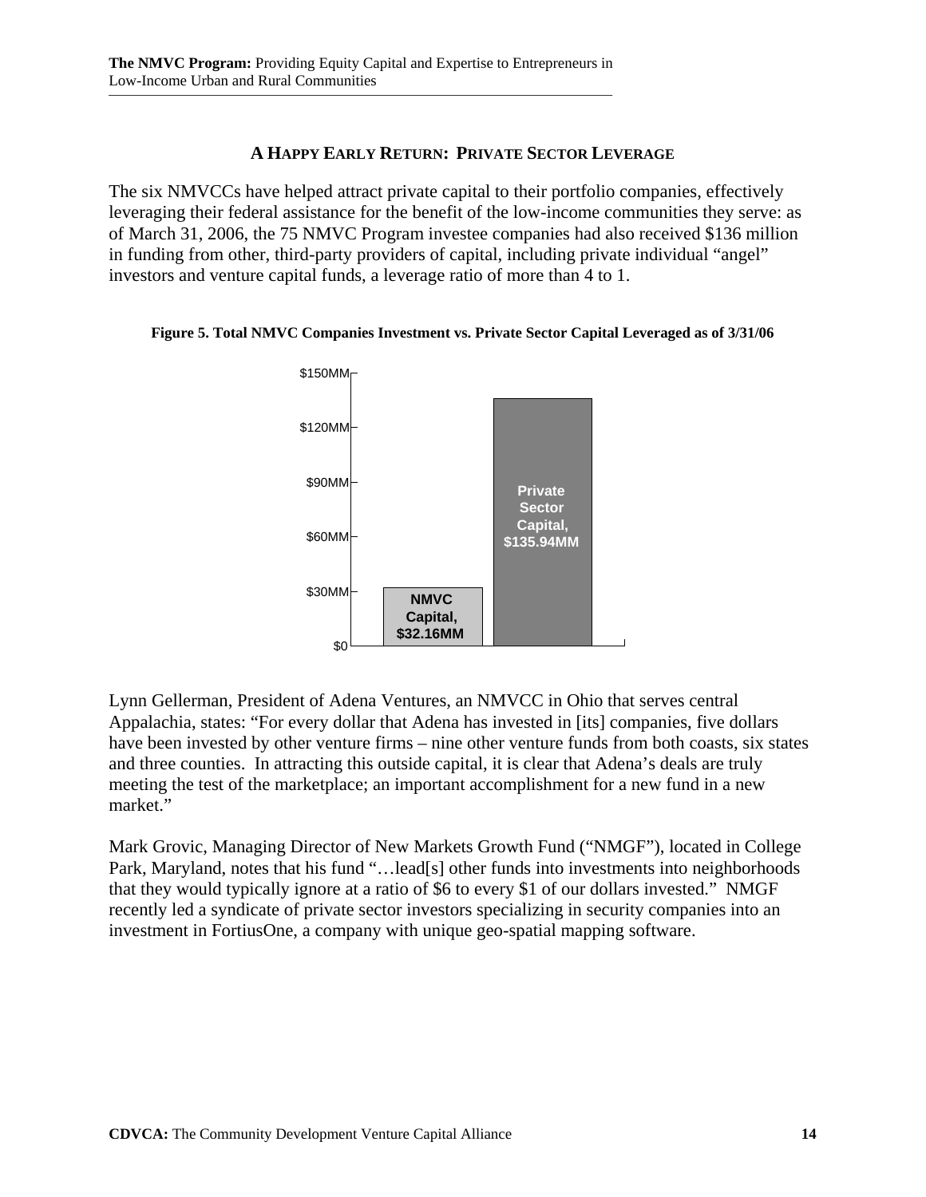## A HAPPY EARLY RETURN: PRIVATE SECTOR LEVERAGE

The six NMVCCs have helped attract private capital to their portfolio companies, effectively leveraging their federal assistance for the benefit of the low-income communities they serve: as of March 31, 2006, the 75 NMVC Program investee companies had also received $136 million in funding from other, third-party providers of capital, including private individual "angel" investors and venture capital funds, a leverage ratio of more than 4 to 1.

**Figure 5. Total NMVC Companies Investment vs. Private Sector Capital Leveraged as of 3/31/06**

| Category | Amount |
| --- | --- |
| NMVC Capital | $32.16MM |
| Private Sector Capital | $135.94MM |

Lynn Gellerman, President of Adena Ventures, an NMVCC in Ohio that serves central Appalachia, states: "For every dollar that Adena has invested in [its] companies, five dollars have been invested by other venture firms – nine other venture funds from both coasts, six states and three counties. In attracting this outside capital, it is clear that Adena's deals are truly meeting the test of the marketplace; an important accomplishment for a new fund in a new market."

Mark Grovic, Managing Director of New Markets Growth Fund ("NMGF"), located in College Park, Maryland, notes that his fund "…lead[s] other funds into investments into neighborhoods that they would typically ignore at a ratio of $6 to every $1 of our dollars invested." NMGF recently led a syndicate of private sector investors specializing in security companies into an investment in FortiusOne, a company with unique geo-spatial mapping software.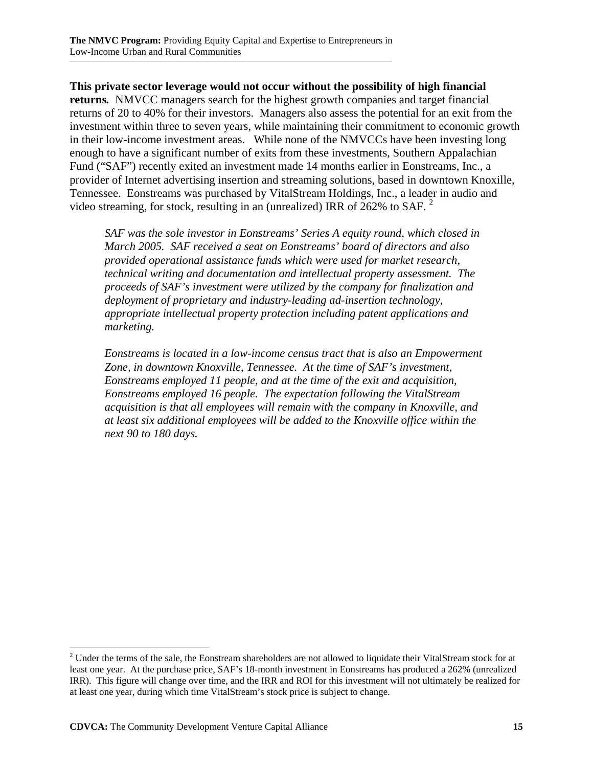**This private sector leverage would not occur without the possibility of high financial returns.** NMVCC managers search for the highest growth companies and target financial returns of 20 to 40% for their investors. Managers also assess the potential for an exit from the investment within three to seven years, while maintaining their commitment to economic growth in their low-income investment areas. While none of the NMVCCs have been investing long enough to have a significant number of exits from these investments, Southern Appalachian Fund ("SAF") recently exited an investment made 14 months earlier in Eonstreams, Inc., a provider of Internet advertising insertion and streaming solutions, based in downtown Knoxville, Tennessee. Eonstreams was purchased by VitalStream Holdings, Inc., a leader in audio and video streaming, for stock, resulting in an (unrealized) IRR of 262% to SAF. [2]

> *SAF was the sole investor in Eonstreams' Series A equity round, which closed in March 2005. SAF received a seat on Eonstreams' board of directors and also provided operational assistance funds which were used for market research, technical writing and documentation and intellectual property assessment. The proceeds of SAF's investment were utilized by the company for finalization and deployment of proprietary and industry-leading ad-insertion technology, appropriate intellectual property protection including patent applications and marketing.*
>
> *Eonstreams is located in a low-income census tract that is also an Empowerment Zone, in downtown Knoxville, Tennessee. At the time of SAF's investment, Eonstreams employed 11 people, and at the time of the exit and acquisition, Eonstreams employed 16 people. The expectation following the VitalStream acquisition is that all employees will remain with the company in Knoxville, and at least six additional employees will be added to the Knoxville office within the next 90 to 180 days.*

---

[2] Under the terms of the sale, the Eonstream shareholders are not allowed to liquidate their VitalStream stock for at least one year. At the purchase price, SAF's 18-month investment in Eonstreams has produced a 262% (unrealized IRR). This figure will change over time, and the IRR and ROI for this investment will not ultimately be realized for at least one year, during which time VitalStream's stock price is subject to change.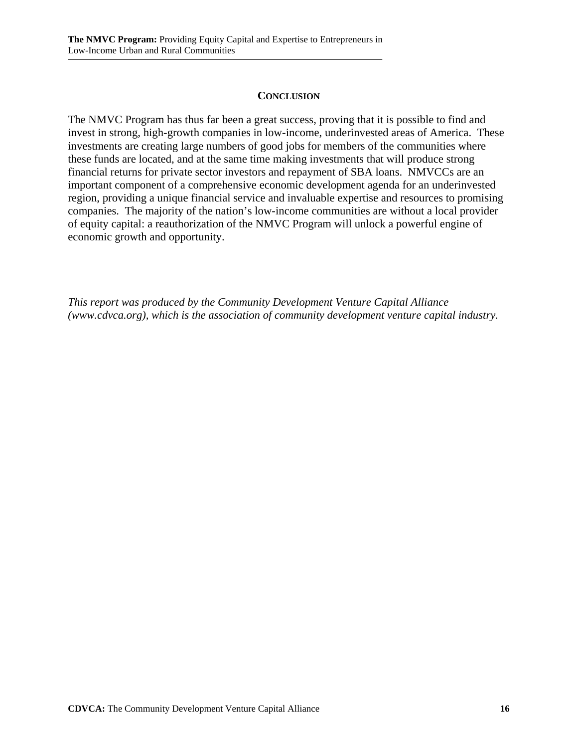## Conclusion

The NMVC Program has thus far been a great success, proving that it is possible to find and invest in strong, high-growth companies in low-income, underinvested areas of America. These investments are creating large numbers of good jobs for members of the communities where these funds are located, and at the same time making investments that will produce strong financial returns for private sector investors and repayment of SBA loans. NMVCCs are an important component of a comprehensive economic development agenda for an underinvested region, providing a unique financial service and invaluable expertise and resources to promising companies. The majority of the nation's low-income communities are without a local provider of equity capital: a reauthorization of the NMVC Program will unlock a powerful engine of economic growth and opportunity.

*This report was produced by the Community Development Venture Capital Alliance (www.cdvca.org), which is the association of community development venture capital industry.*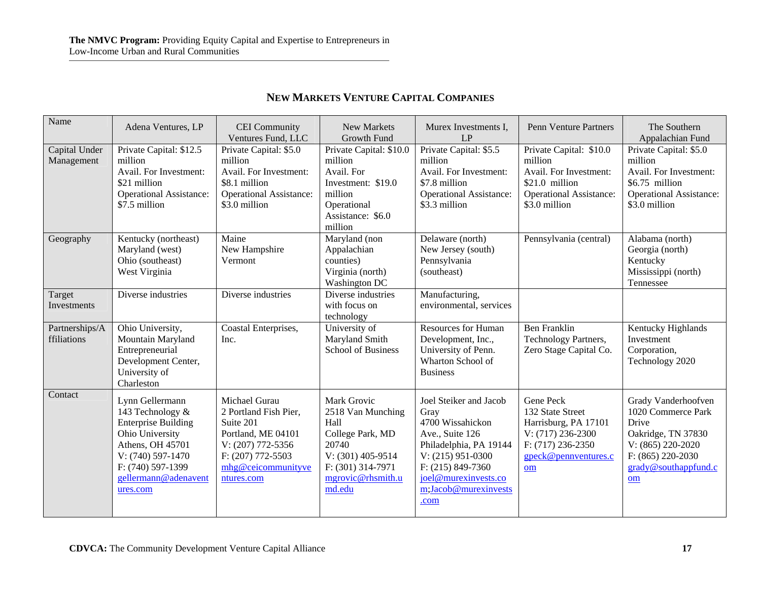## NEW MARKETS VENTURE CAPITAL COMPANIES

| Name | Adena Ventures, LP | CEI Community Ventures Fund, LLC | New Markets Growth Fund | Murex Investments I, LP | Penn Venture Partners | The Southern Appalachian Fund |
|---|---|---|---|---|---|---|
| Capital Under Management | Private Capital: $12.5 million<br>Avail. For Investment: $21 million<br>Operational Assistance: $7.5 million | Private Capital: $5.0 million<br>Avail. For Investment: $8.1 million<br>Operational Assistance: $3.0 million | Private Capital: $10.0 million<br>Avail. For Investment: $19.0 million<br>Operational Assistance: $6.0 million | Private Capital: $5.5 million<br>Avail. For Investment: $7.8 million<br>Operational Assistance: $3.3 million | Private Capital: $10.0 million<br>Avail. For Investment: $21.0 million<br>Operational Assistance: $3.0 million | Private Capital: $5.0 million<br>Avail. For Investment: $6.75 million<br>Operational Assistance: $3.0 million |
| Geography | Kentucky (northeast)<br>Maryland (west)<br>Ohio (southeast)<br>West Virginia | Maine<br>New Hampshire<br>Vermont | Maryland (non Appalachian counties)<br>Virginia (north)<br>Washington DC | Delaware (north)<br>New Jersey (south)<br>Pennsylvania (southeast) | Pennsylvania (central) | Alabama (north)<br>Georgia (north)<br>Kentucky<br>Mississippi (north)<br>Tennessee |
| Target Investments | Diverse industries | Diverse industries | Diverse industries with focus on technology | Manufacturing, environmental, services | | |
| Partnerships/Affiliations | Ohio University, Mountain Maryland Entrepreneurial Development Center, University of Charleston | Coastal Enterprises, Inc. | University of Maryland Smith School of Business | Resources for Human Development, Inc., University of Penn. Wharton School of Business | Ben Franklin Technology Partners, Zero Stage Capital Co. | Kentucky Highlands Investment Corporation, Technology 2020 |
| Contact | Lynn Gellermann<br>143 Technology & Enterprise Building<br>Ohio University<br>Athens, OH 45701<br>V: (740) 597-1470<br>F: (740) 597-1399<br>gellermann@adenaventures.com | Michael Gurau<br>2 Portland Fish Pier, Suite 201<br>Portland, ME 04101<br>V: (207) 772-5356<br>F: (207) 772-5503<br>mhg@ceicommunityventures.com | Mark Grovic<br>2518 Van Munching Hall<br>College Park, MD 20740<br>V: (301) 405-9514<br>F: (301) 314-7971<br>mgrovic@rhsmith.umd.edu | Joel Steiker and Jacob Gray<br>4700 Wissahickon Ave., Suite 126<br>Philadelphia, PA 19144<br>V: (215) 951-0300<br>F: (215) 849-7360<br>joel@murexinvests.com;Jacob@murexinvests.com | Gene Peck<br>132 State Street<br>Harrisburg, PA 17101<br>V: (717) 236-2300<br>F: (717) 236-2350<br>gpeck@pennventures.com | Grady Vanderhoofven<br>1020 Commerce Park Drive<br>Oakridge, TN 37830<br>V: (865) 220-2020<br>F: (865) 220-2030<br>grady@southappfund.com |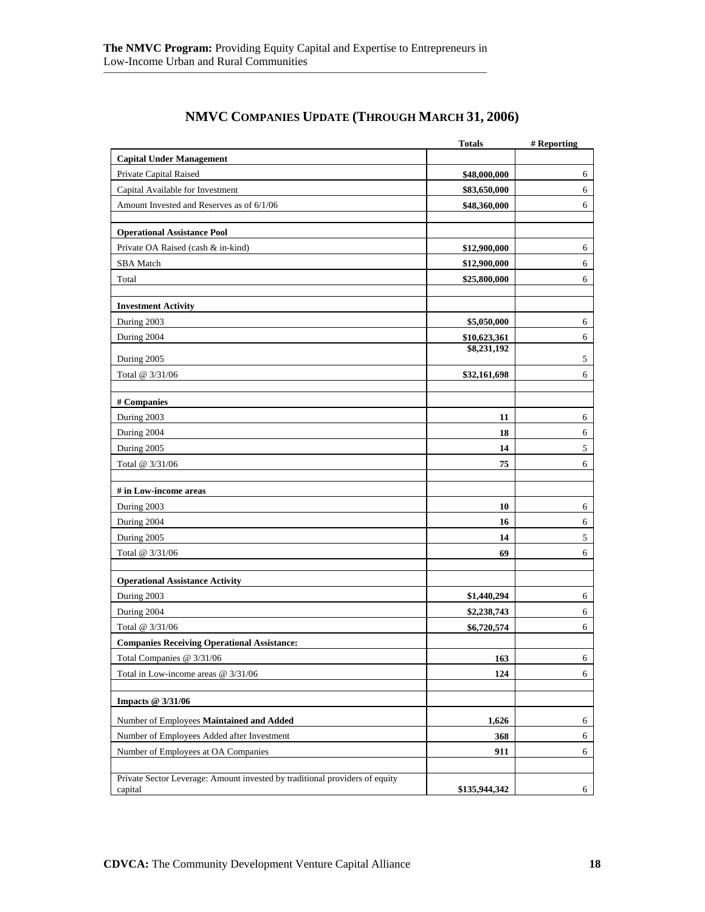## NMVC Companies Update (Through March 31, 2006)

| | Totals | # Reporting |
|---|---|---|
| **Capital Under Management** | | |
| Private Capital Raised | **\$48,000,000** | 6 |
| Capital Available for Investment | **\$83,650,000** | 6 |
| Amount Invested and Reserves as of 6/1/06 | **\$48,360,000** | 6 |
| | | |
| **Operational Assistance Pool** | | |
| Private OA Raised (cash & in-kind) | **\$12,900,000** | 6 |
| SBA Match | **\$12,900,000** | 6 |
| Total | **\$25,800,000** | 6 |
| | | |
| **Investment Activity** | | |
| During 2003 | **\$5,050,000** | 6 |
| During 2004 | **\$10,623,361** | 6 |
| During 2005 | **\$8,231,192** | 5 |
| Total @ 3/31/06 | **\$32,161,698** | 6 |
| | | |
| **# Companies** | | |
| During 2003 | **11** | 6 |
| During 2004 | **18** | 6 |
| During 2005 | **14** | 5 |
| Total @ 3/31/06 | **75** | 6 |
| | | |
| **# in Low-income areas** | | |
| During 2003 | **10** | 6 |
| During 2004 | **16** | 6 |
| During 2005 | **14** | 5 |
| Total @ 3/31/06 | **69** | 6 |
| | | |
| **Operational Assistance Activity** | | |
| During 2003 | **\$1,440,294** | 6 |
| During 2004 | **\$2,238,743** | 6 |
| Total @ 3/31/06 | **\$6,720,574** | 6 |
| **Companies Receiving Operational Assistance:** | | |
| Total Companies @ 3/31/06 | **163** | 6 |
| Total in Low-income areas @ 3/31/06 | **124** | 6 |
| | | |
| **Impacts @ 3/31/06** | | |
| Number of Employees **Maintained and Added** | **1,626** | 6 |
| Number of Employees Added after Investment | **368** | 6 |
| Number of Employees at OA Companies | **911** | 6 |
| | | |
| Private Sector Leverage: Amount invested by traditional providers of equity capital | **\$135,944,342** | 6 |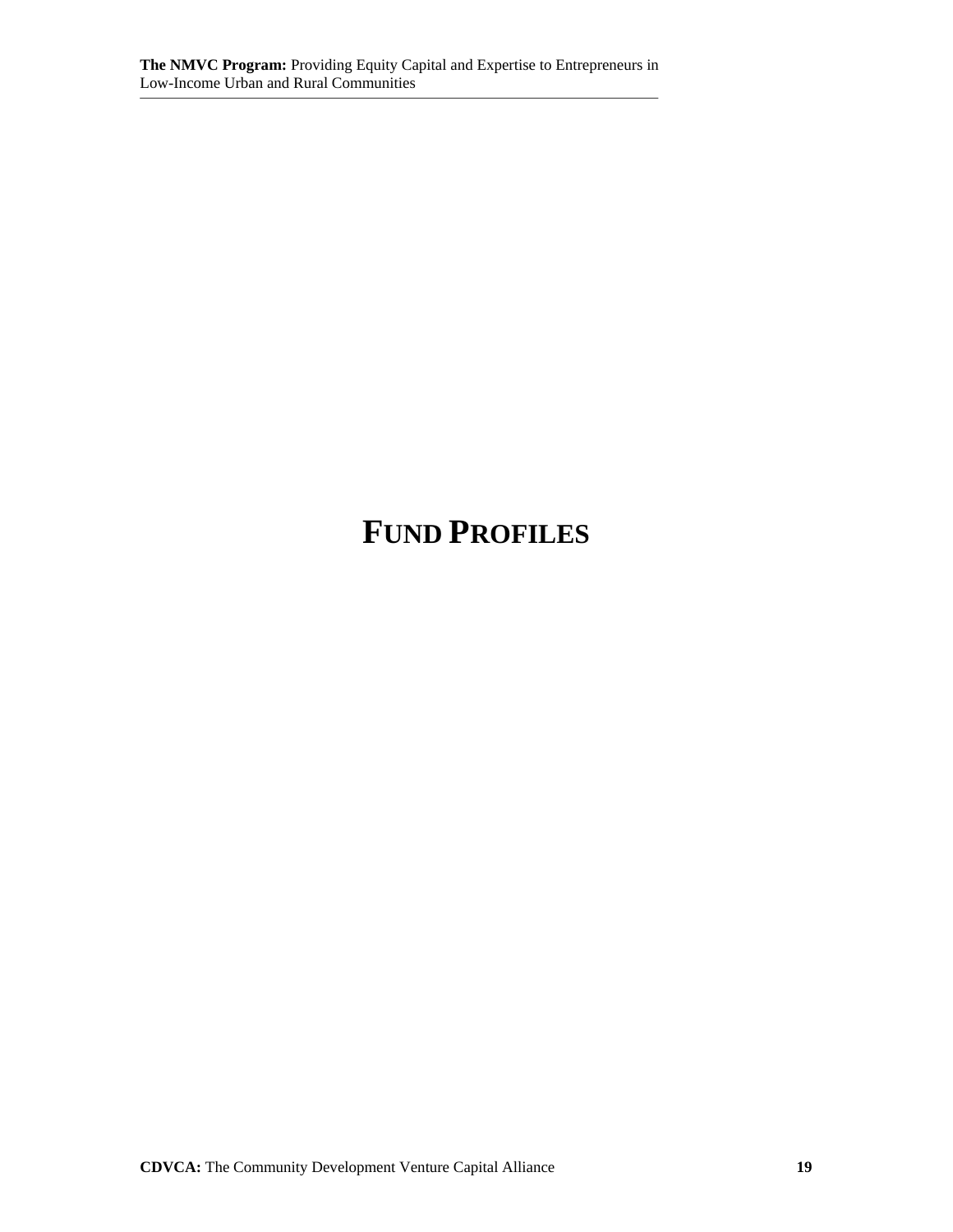# FUND PROFILES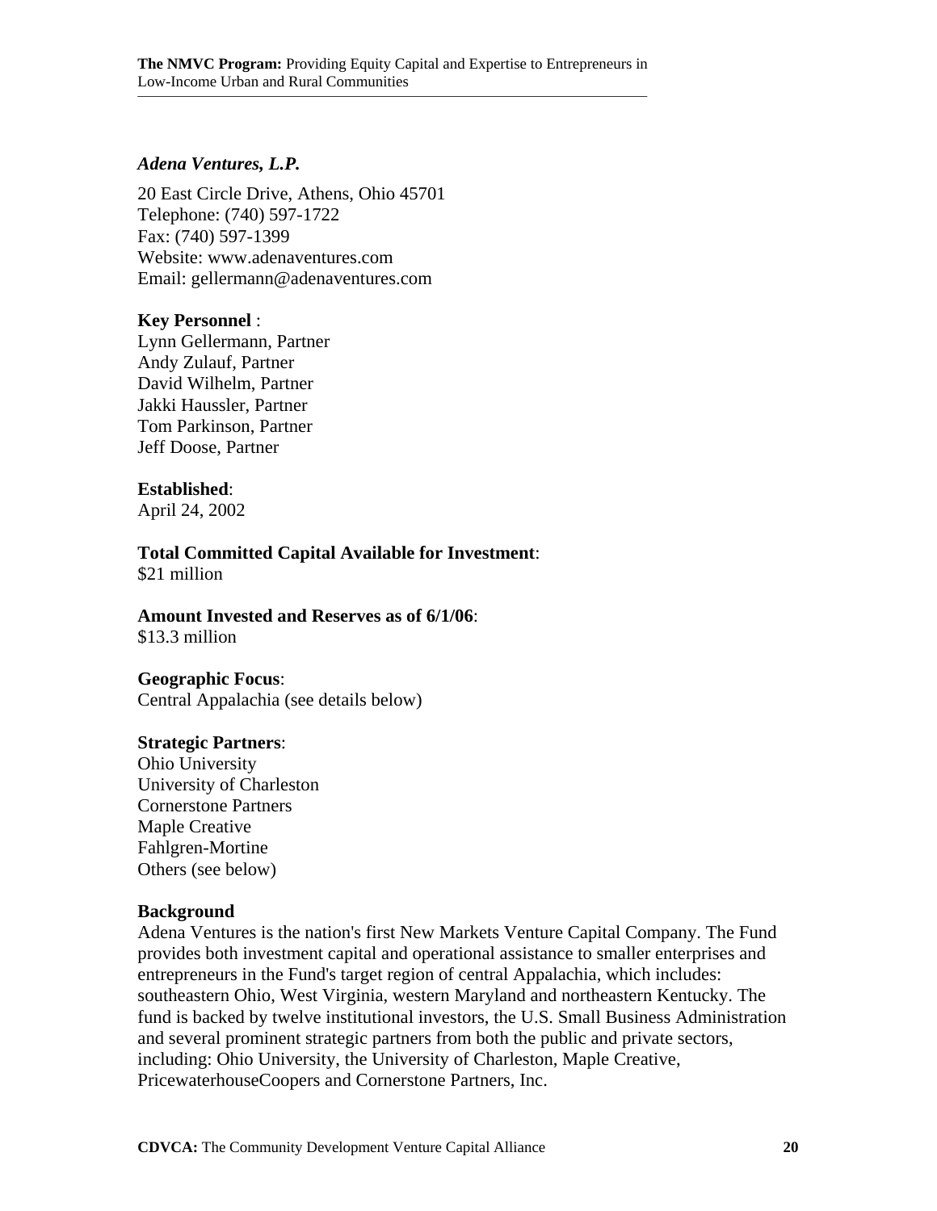### *Adena Ventures, L.P.*

20 East Circle Drive, Athens, Ohio 45701
Telephone: (740) 597-1722
Fax: (740) 597-1399
Website: www.adenaventures.com
Email: gellermann@adenaventures.com

**Key Personnel** :
Lynn Gellermann, Partner
Andy Zulauf, Partner
David Wilhelm, Partner
Jakki Haussler, Partner
Tom Parkinson, Partner
Jeff Doose, Partner

**Established**:
April 24, 2002

**Total Committed Capital Available for Investment**:
$21 million

**Amount Invested and Reserves as of 6/1/06**:
$13.3 million

**Geographic Focus**:
Central Appalachia (see details below)

**Strategic Partners**:
Ohio University
University of Charleston
Cornerstone Partners
Maple Creative
Fahlgren-Mortine
Others (see below)

**Background**

Adena Ventures is the nation's first New Markets Venture Capital Company. The Fund provides both investment capital and operational assistance to smaller enterprises and entrepreneurs in the Fund's target region of central Appalachia, which includes: southeastern Ohio, West Virginia, western Maryland and northeastern Kentucky. The fund is backed by twelve institutional investors, the U.S. Small Business Administration and several prominent strategic partners from both the public and private sectors, including: Ohio University, the University of Charleston, Maple Creative, PricewaterhouseCoopers and Cornerstone Partners, Inc.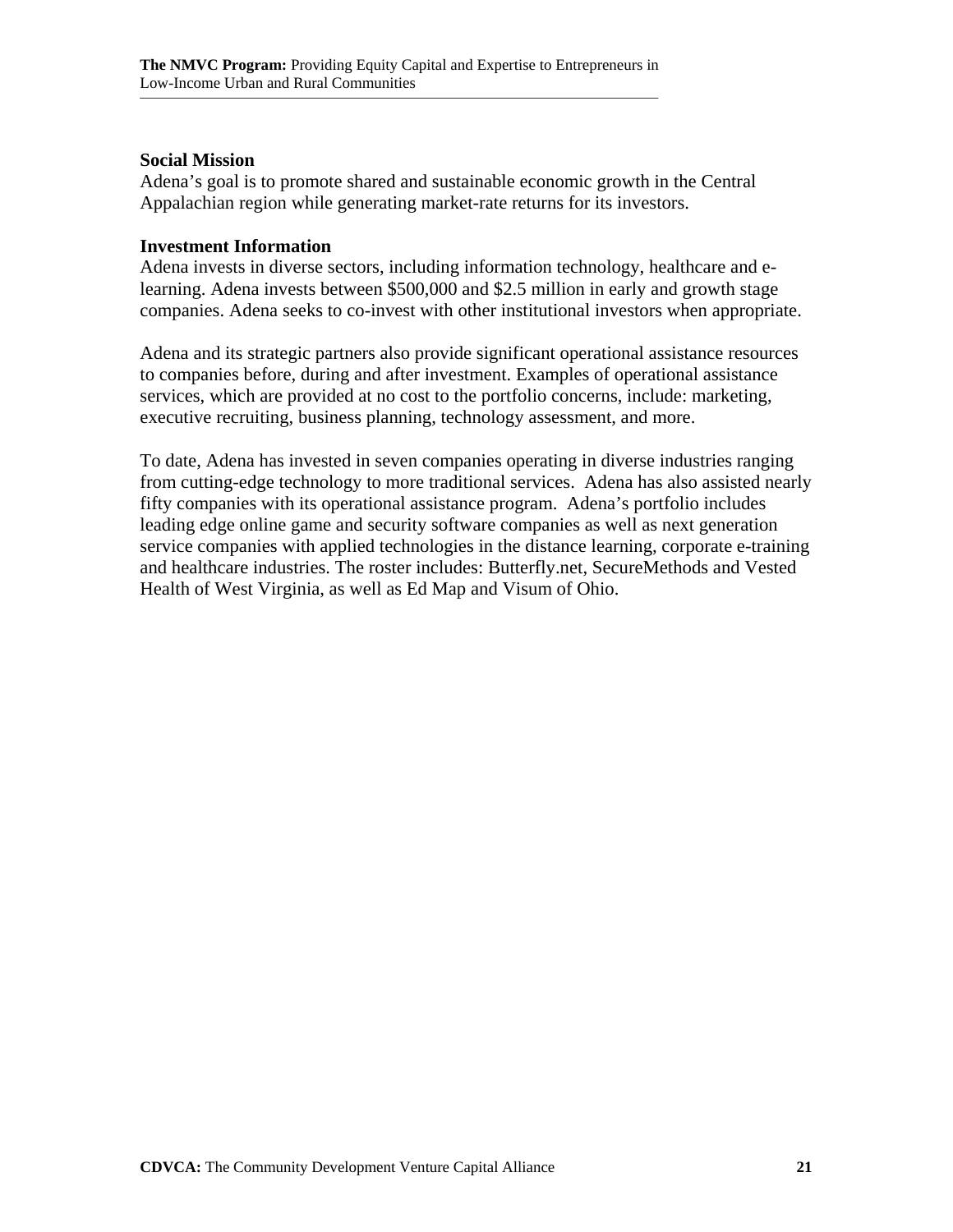### Social Mission

Adena's goal is to promote shared and sustainable economic growth in the Central Appalachian region while generating market-rate returns for its investors.

### Investment Information

Adena invests in diverse sectors, including information technology, healthcare and e-learning. Adena invests between $500,000 and $2.5 million in early and growth stage companies. Adena seeks to co-invest with other institutional investors when appropriate.

Adena and its strategic partners also provide significant operational assistance resources to companies before, during and after investment. Examples of operational assistance services, which are provided at no cost to the portfolio concerns, include: marketing, executive recruiting, business planning, technology assessment, and more.

To date, Adena has invested in seven companies operating in diverse industries ranging from cutting-edge technology to more traditional services. Adena has also assisted nearly fifty companies with its operational assistance program. Adena's portfolio includes leading edge online game and security software companies as well as next generation service companies with applied technologies in the distance learning, corporate e-training and healthcare industries. The roster includes: Butterfly.net, SecureMethods and Vested Health of West Virginia, as well as Ed Map and Visum of Ohio.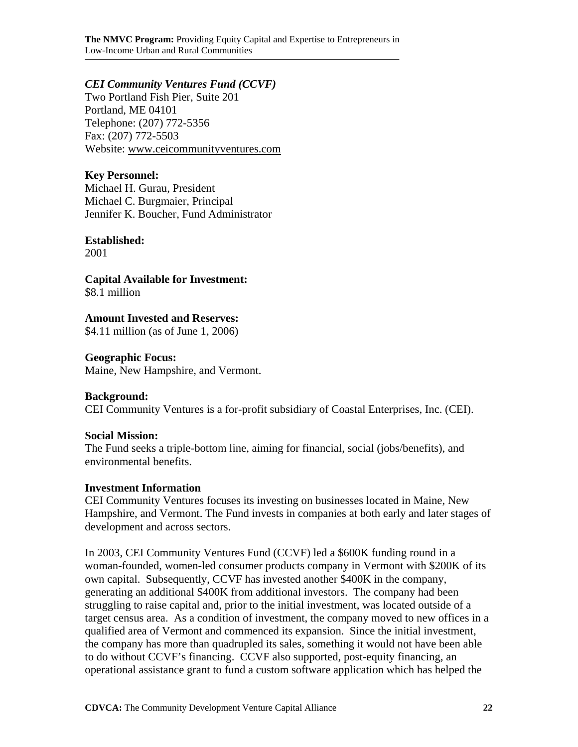### *CEI Community Ventures Fund (CCVF)*

Two Portland Fish Pier, Suite 201
Portland, ME 04101
Telephone: (207) 772-5356
Fax: (207) 772-5503
Website: www.ceicommunityventures.com

**Key Personnel:**
Michael H. Gurau, President
Michael C. Burgmaier, Principal
Jennifer K. Boucher, Fund Administrator

**Established:**
2001

**Capital Available for Investment:**
$8.1 million

**Amount Invested and Reserves:**
$4.11 million (as of June 1, 2006)

**Geographic Focus:**
Maine, New Hampshire, and Vermont.

**Background:**
CEI Community Ventures is a for-profit subsidiary of Coastal Enterprises, Inc. (CEI).

**Social Mission:**
The Fund seeks a triple-bottom line, aiming for financial, social (jobs/benefits), and environmental benefits.

**Investment Information**
CEI Community Ventures focuses its investing on businesses located in Maine, New Hampshire, and Vermont. The Fund invests in companies at both early and later stages of development and across sectors.

In 2003, CEI Community Ventures Fund (CCVF) led a $600K funding round in a woman-founded, women-led consumer products company in Vermont with $200K of its own capital. Subsequently, CCVF has invested another $400K in the company, generating an additional $400K from additional investors. The company had been struggling to raise capital and, prior to the initial investment, was located outside of a target census area. As a condition of investment, the company moved to new offices in a qualified area of Vermont and commenced its expansion. Since the initial investment, the company has more than quadrupled its sales, something it would not have been able to do without CCVF's financing. CCVF also supported, post-equity financing, an operational assistance grant to fund a custom software application which has helped the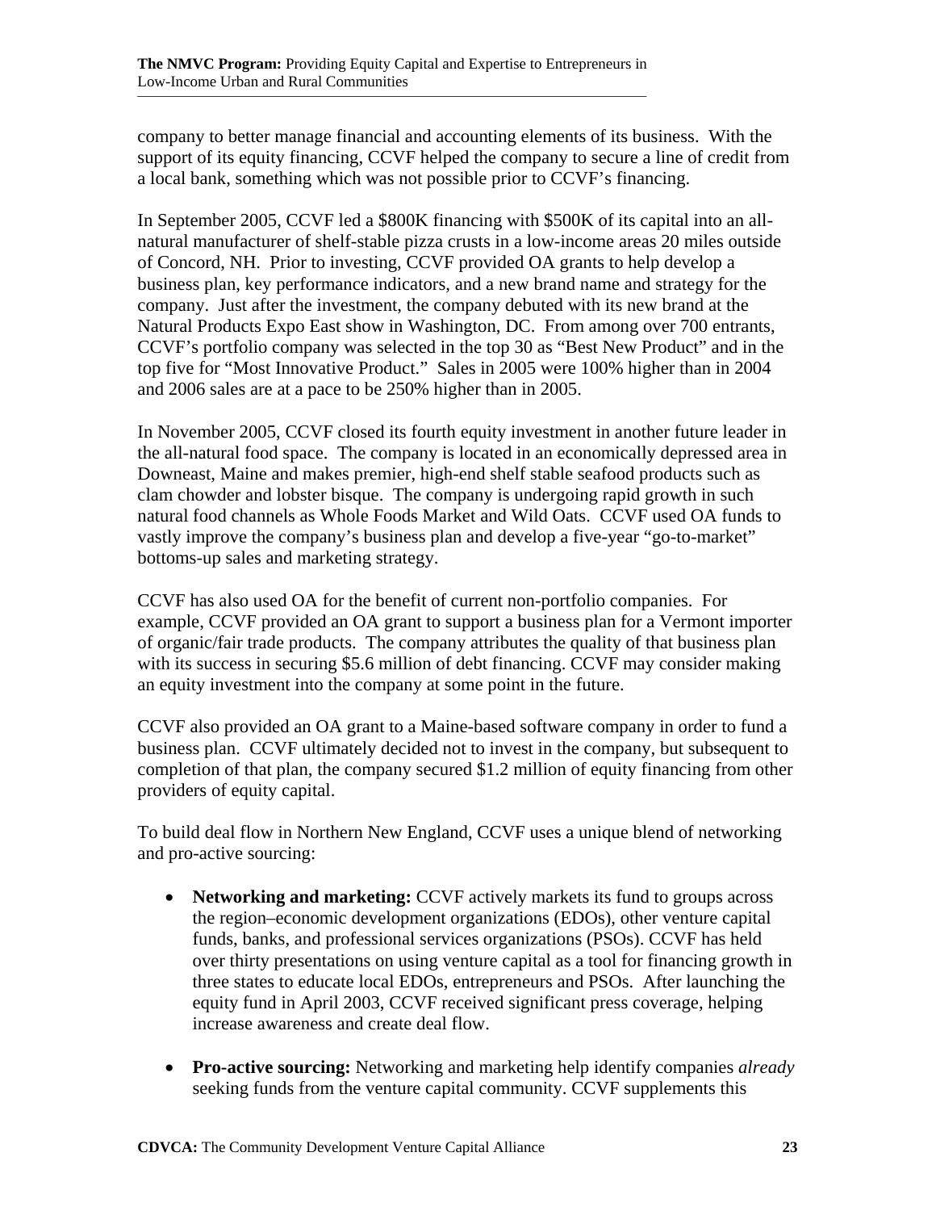company to better manage financial and accounting elements of its business. With the support of its equity financing, CCVF helped the company to secure a line of credit from a local bank, something which was not possible prior to CCVF's financing.

In September 2005, CCVF led a $800K financing with $500K of its capital into an all-natural manufacturer of shelf-stable pizza crusts in a low-income areas 20 miles outside of Concord, NH. Prior to investing, CCVF provided OA grants to help develop a business plan, key performance indicators, and a new brand name and strategy for the company. Just after the investment, the company debuted with its new brand at the Natural Products Expo East show in Washington, DC. From among over 700 entrants, CCVF's portfolio company was selected in the top 30 as "Best New Product" and in the top five for "Most Innovative Product." Sales in 2005 were 100% higher than in 2004 and 2006 sales are at a pace to be 250% higher than in 2005.

In November 2005, CCVF closed its fourth equity investment in another future leader in the all-natural food space. The company is located in an economically depressed area in Downeast, Maine and makes premier, high-end shelf stable seafood products such as clam chowder and lobster bisque. The company is undergoing rapid growth in such natural food channels as Whole Foods Market and Wild Oats. CCVF used OA funds to vastly improve the company's business plan and develop a five-year "go-to-market" bottoms-up sales and marketing strategy.

CCVF has also used OA for the benefit of current non-portfolio companies. For example, CCVF provided an OA grant to support a business plan for a Vermont importer of organic/fair trade products. The company attributes the quality of that business plan with its success in securing $5.6 million of debt financing. CCVF may consider making an equity investment into the company at some point in the future.

CCVF also provided an OA grant to a Maine-based software company in order to fund a business plan. CCVF ultimately decided not to invest in the company, but subsequent to completion of that plan, the company secured $1.2 million of equity financing from other providers of equity capital.

To build deal flow in Northern New England, CCVF uses a unique blend of networking and pro-active sourcing:

- **Networking and marketing:** CCVF actively markets its fund to groups across the region–economic development organizations (EDOs), other venture capital funds, banks, and professional services organizations (PSOs). CCVF has held over thirty presentations on using venture capital as a tool for financing growth in three states to educate local EDOs, entrepreneurs and PSOs. After launching the equity fund in April 2003, CCVF received significant press coverage, helping increase awareness and create deal flow.

- **Pro-active sourcing:** Networking and marketing help identify companies *already* seeking funds from the venture capital community. CCVF supplements this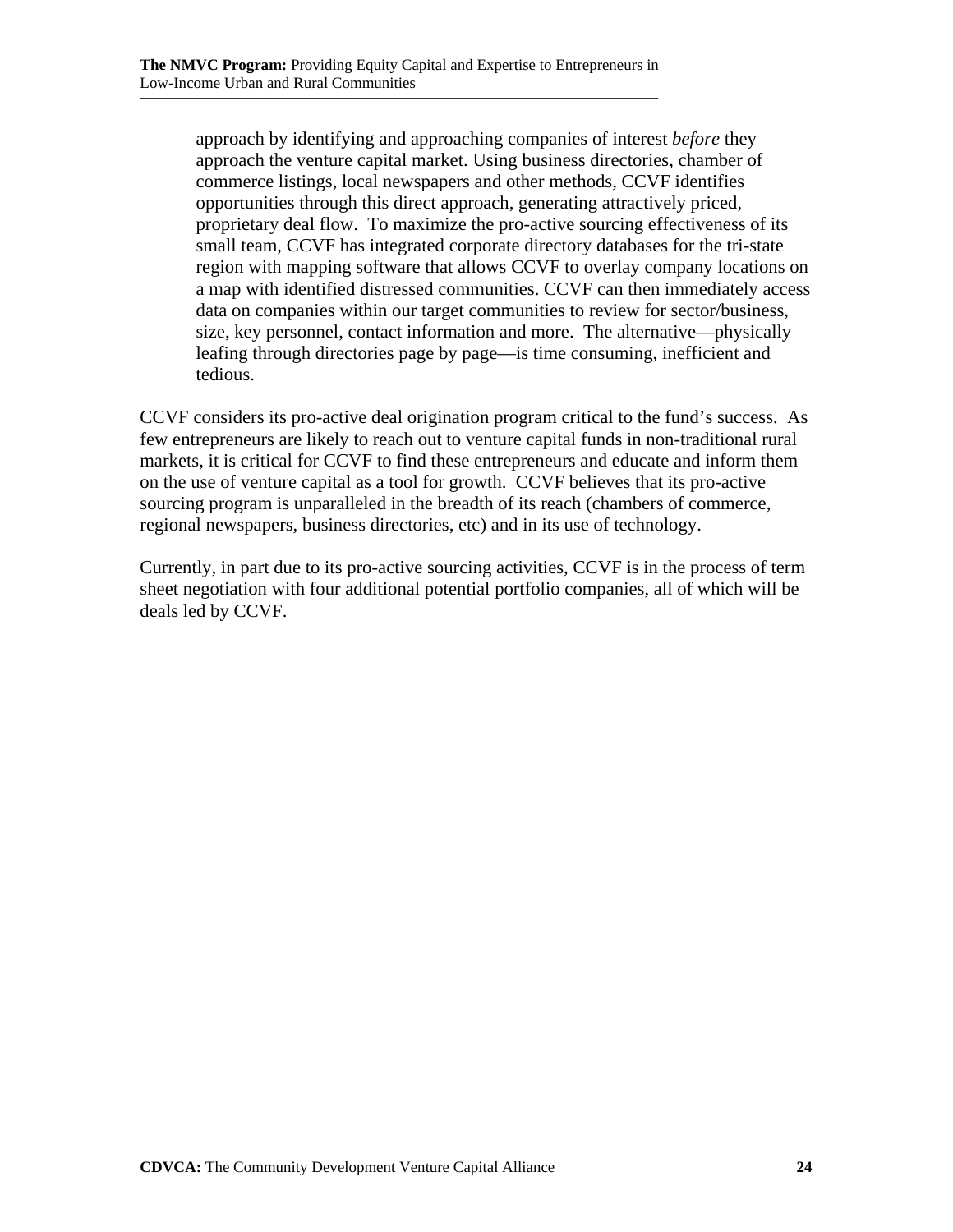> approach by identifying and approaching companies of interest *before* they approach the venture capital market. Using business directories, chamber of commerce listings, local newspapers and other methods, CCVF identifies opportunities through this direct approach, generating attractively priced, proprietary deal flow. To maximize the pro-active sourcing effectiveness of its small team, CCVF has integrated corporate directory databases for the tri-state region with mapping software that allows CCVF to overlay company locations on a map with identified distressed communities. CCVF can then immediately access data on companies within our target communities to review for sector/business, size, key personnel, contact information and more. The alternative—physically leafing through directories page by page—is time consuming, inefficient and tedious.

CCVF considers its pro-active deal origination program critical to the fund's success. As few entrepreneurs are likely to reach out to venture capital funds in non-traditional rural markets, it is critical for CCVF to find these entrepreneurs and educate and inform them on the use of venture capital as a tool for growth. CCVF believes that its pro-active sourcing program is unparalleled in the breadth of its reach (chambers of commerce, regional newspapers, business directories, etc) and in its use of technology.

Currently, in part due to its pro-active sourcing activities, CCVF is in the process of term sheet negotiation with four additional potential portfolio companies, all of which will be deals led by CCVF.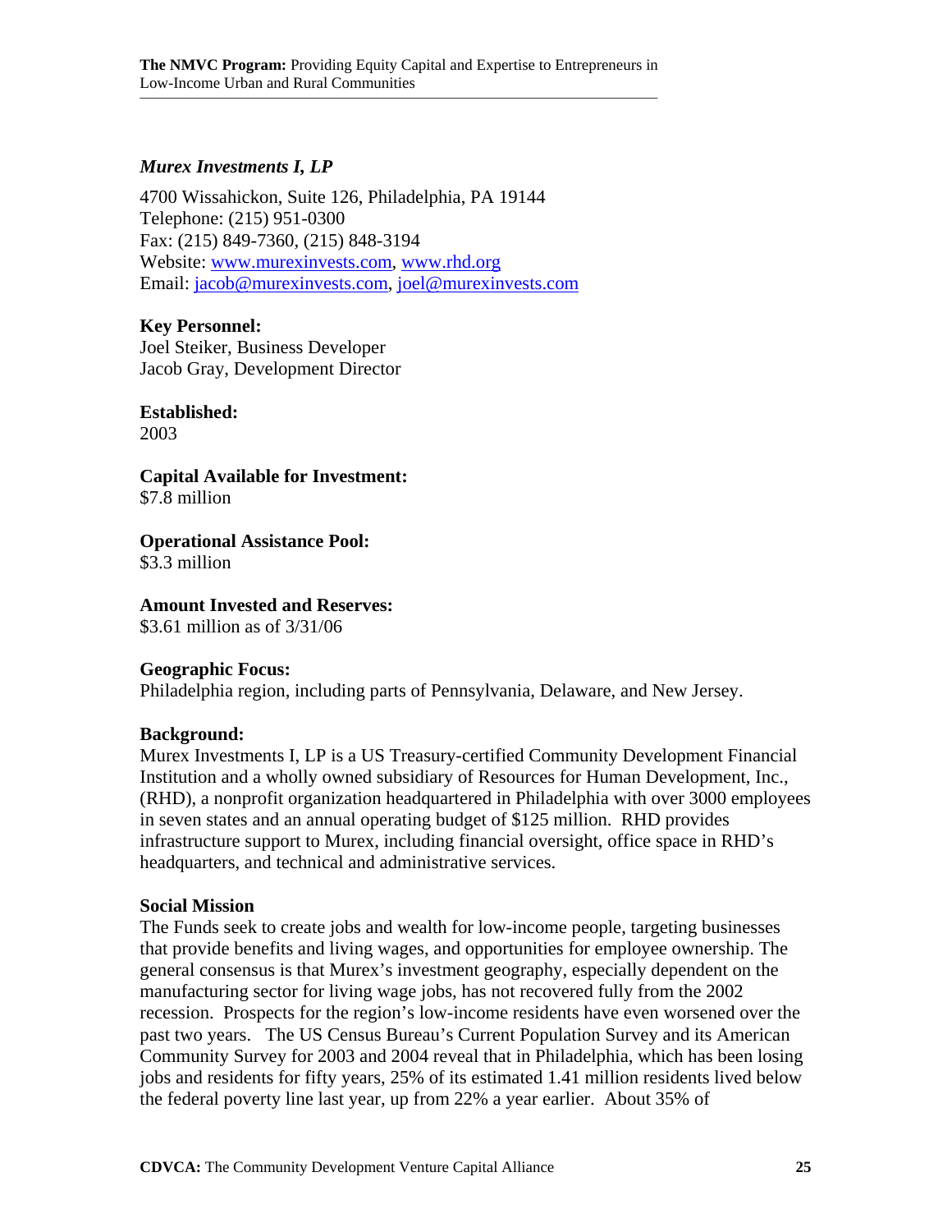### *Murex Investments I, LP*

4700 Wissahickon, Suite 126, Philadelphia, PA 19144
Telephone: (215) 951-0300
Fax: (215) 849-7360, (215) 848-3194
Website: www.murexinvests.com, www.rhd.org
Email: jacob@murexinvests.com, joel@murexinvests.com

**Key Personnel:**
Joel Steiker, Business Developer
Jacob Gray, Development Director

**Established:**
2003

**Capital Available for Investment:**
$7.8 million

**Operational Assistance Pool:**
$3.3 million

**Amount Invested and Reserves:**
$3.61 million as of 3/31/06

**Geographic Focus:**
Philadelphia region, including parts of Pennsylvania, Delaware, and New Jersey.

**Background:**
Murex Investments I, LP is a US Treasury-certified Community Development Financial Institution and a wholly owned subsidiary of Resources for Human Development, Inc., (RHD), a nonprofit organization headquartered in Philadelphia with over 3000 employees in seven states and an annual operating budget of $125 million. RHD provides infrastructure support to Murex, including financial oversight, office space in RHD's headquarters, and technical and administrative services.

**Social Mission**
The Funds seek to create jobs and wealth for low-income people, targeting businesses that provide benefits and living wages, and opportunities for employee ownership. The general consensus is that Murex's investment geography, especially dependent on the manufacturing sector for living wage jobs, has not recovered fully from the 2002 recession. Prospects for the region's low-income residents have even worsened over the past two years. The US Census Bureau's Current Population Survey and its American Community Survey for 2003 and 2004 reveal that in Philadelphia, which has been losing jobs and residents for fifty years, 25% of its estimated 1.41 million residents lived below the federal poverty line last year, up from 22% a year earlier. About 35% of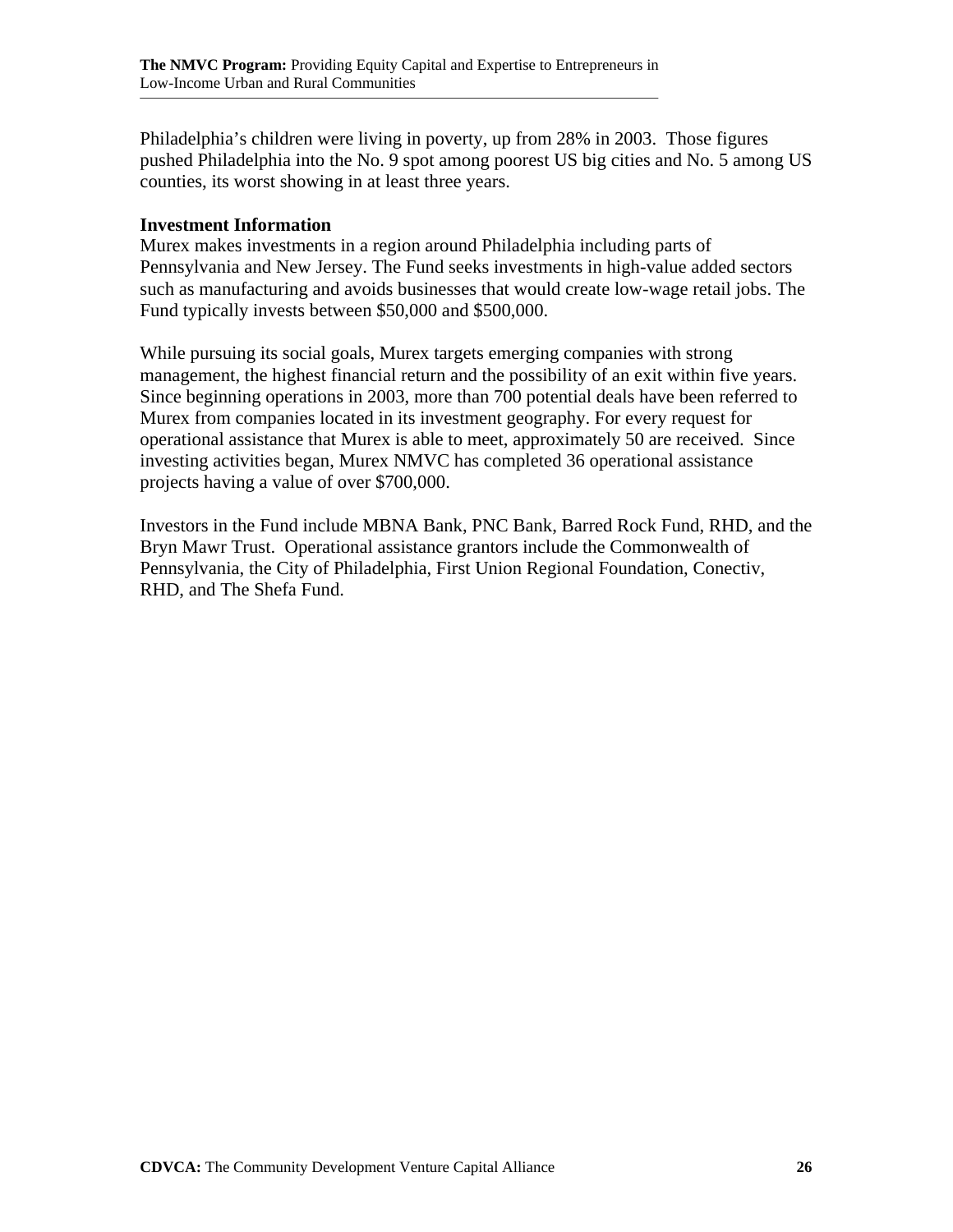Philadelphia's children were living in poverty, up from 28% in 2003. Those figures pushed Philadelphia into the No. 9 spot among poorest US big cities and No. 5 among US counties, its worst showing in at least three years.

**Investment Information**

Murex makes investments in a region around Philadelphia including parts of Pennsylvania and New Jersey. The Fund seeks investments in high-value added sectors such as manufacturing and avoids businesses that would create low-wage retail jobs. The Fund typically invests between $50,000 and $500,000.

While pursuing its social goals, Murex targets emerging companies with strong management, the highest financial return and the possibility of an exit within five years. Since beginning operations in 2003, more than 700 potential deals have been referred to Murex from companies located in its investment geography. For every request for operational assistance that Murex is able to meet, approximately 50 are received. Since investing activities began, Murex NMVC has completed 36 operational assistance projects having a value of over $700,000.

Investors in the Fund include MBNA Bank, PNC Bank, Barred Rock Fund, RHD, and the Bryn Mawr Trust. Operational assistance grantors include the Commonwealth of Pennsylvania, the City of Philadelphia, First Union Regional Foundation, Conectiv, RHD, and The Shefa Fund.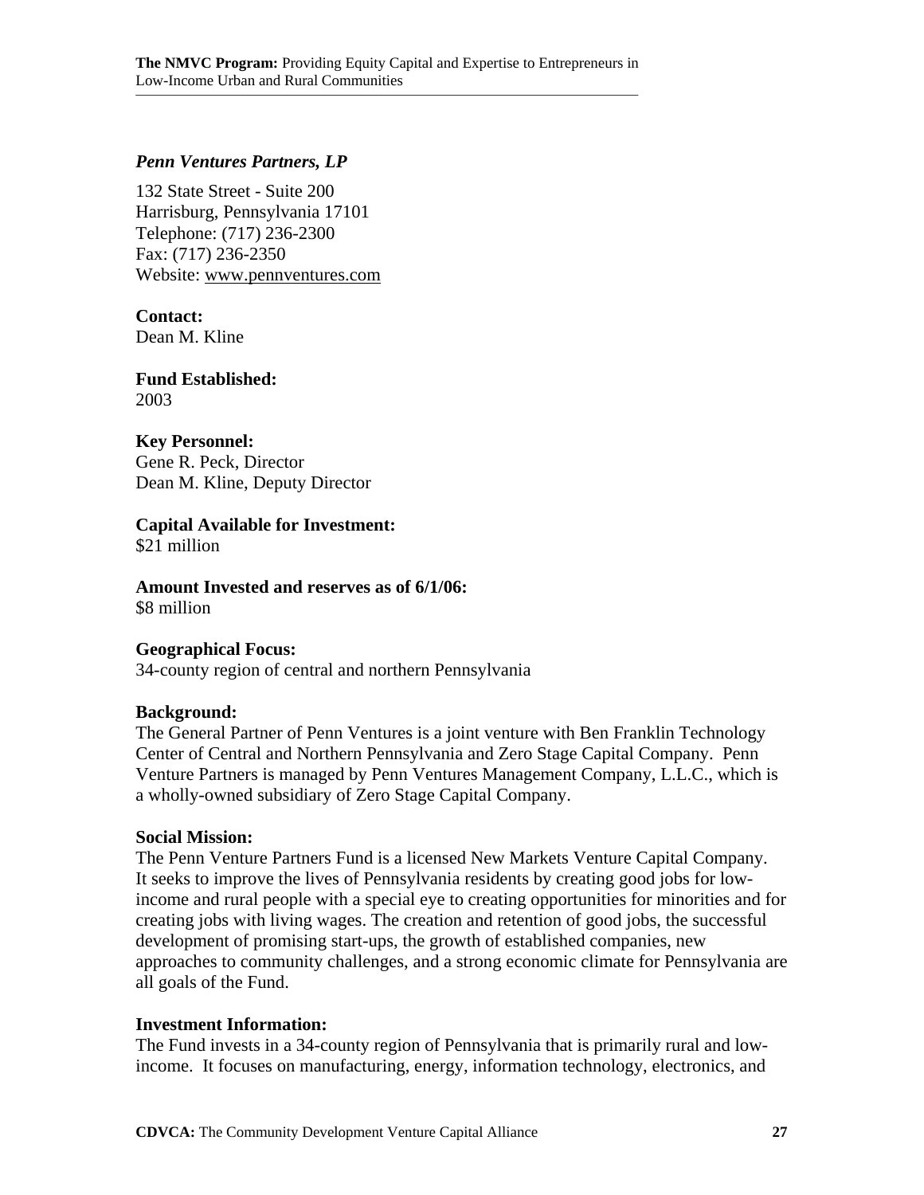### *Penn Ventures Partners, LP*

132 State Street - Suite 200
Harrisburg, Pennsylvania 17101
Telephone: (717) 236-2300
Fax: (717) 236-2350
Website: www.pennventures.com

**Contact:**
Dean M. Kline

**Fund Established:**
2003

**Key Personnel:**
Gene R. Peck, Director
Dean M. Kline, Deputy Director

**Capital Available for Investment:**
$21 million

**Amount Invested and reserves as of 6/1/06:**
$8 million

**Geographical Focus:**
34-county region of central and northern Pennsylvania

**Background:**
The General Partner of Penn Ventures is a joint venture with Ben Franklin Technology Center of Central and Northern Pennsylvania and Zero Stage Capital Company. Penn Venture Partners is managed by Penn Ventures Management Company, L.L.C., which is a wholly-owned subsidiary of Zero Stage Capital Company.

**Social Mission:**
The Penn Venture Partners Fund is a licensed New Markets Venture Capital Company. It seeks to improve the lives of Pennsylvania residents by creating good jobs for low-income and rural people with a special eye to creating opportunities for minorities and for creating jobs with living wages. The creation and retention of good jobs, the successful development of promising start-ups, the growth of established companies, new approaches to community challenges, and a strong economic climate for Pennsylvania are all goals of the Fund.

**Investment Information:**
The Fund invests in a 34-county region of Pennsylvania that is primarily rural and low-income. It focuses on manufacturing, energy, information technology, electronics, and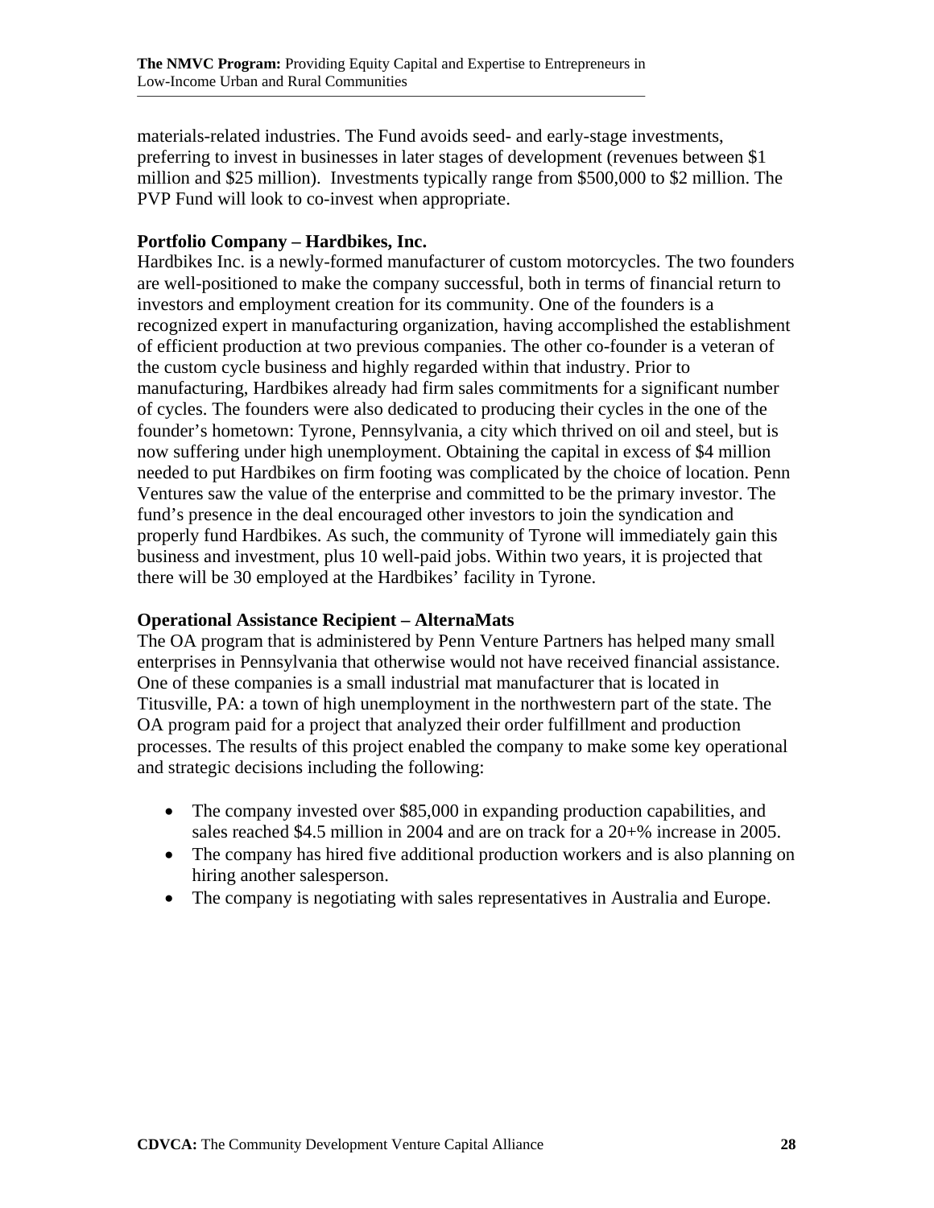materials-related industries. The Fund avoids seed- and early-stage investments, preferring to invest in businesses in later stages of development (revenues between $1 million and $25 million). Investments typically range from $500,000 to $2 million. The PVP Fund will look to co-invest when appropriate.

**Portfolio Company – Hardbikes, Inc.**

Hardbikes Inc. is a newly-formed manufacturer of custom motorcycles. The two founders are well-positioned to make the company successful, both in terms of financial return to investors and employment creation for its community. One of the founders is a recognized expert in manufacturing organization, having accomplished the establishment of efficient production at two previous companies. The other co-founder is a veteran of the custom cycle business and highly regarded within that industry. Prior to manufacturing, Hardbikes already had firm sales commitments for a significant number of cycles. The founders were also dedicated to producing their cycles in the one of the founder's hometown: Tyrone, Pennsylvania, a city which thrived on oil and steel, but is now suffering under high unemployment. Obtaining the capital in excess of $4 million needed to put Hardbikes on firm footing was complicated by the choice of location. Penn Ventures saw the value of the enterprise and committed to be the primary investor. The fund's presence in the deal encouraged other investors to join the syndication and properly fund Hardbikes. As such, the community of Tyrone will immediately gain this business and investment, plus 10 well-paid jobs. Within two years, it is projected that there will be 30 employed at the Hardbikes' facility in Tyrone.

**Operational Assistance Recipient – AlternaMats**

The OA program that is administered by Penn Venture Partners has helped many small enterprises in Pennsylvania that otherwise would not have received financial assistance. One of these companies is a small industrial mat manufacturer that is located in Titusville, PA: a town of high unemployment in the northwestern part of the state. The OA program paid for a project that analyzed their order fulfillment and production processes. The results of this project enabled the company to make some key operational and strategic decisions including the following:

- The company invested over $85,000 in expanding production capabilities, and sales reached $4.5 million in 2004 and are on track for a 20+% increase in 2005.
- The company has hired five additional production workers and is also planning on hiring another salesperson.
- The company is negotiating with sales representatives in Australia and Europe.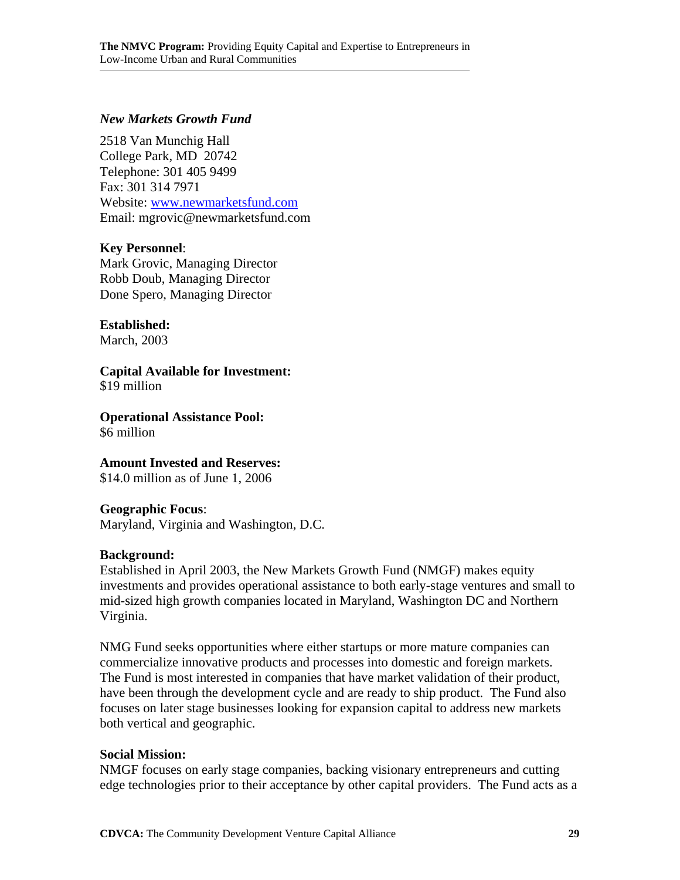### *New Markets Growth Fund*

2518 Van Munchig Hall
College Park, MD 20742
Telephone: 301 405 9499
Fax: 301 314 7971
Website: [www.newmarketsfund.com](http://www.newmarketsfund.com)
Email: mgrovic@newmarketsfund.com

**Key Personnel**:
Mark Grovic, Managing Director
Robb Doub, Managing Director
Done Spero, Managing Director

**Established:**
March, 2003

**Capital Available for Investment:**
$19 million

**Operational Assistance Pool:**
$6 million

**Amount Invested and Reserves:**
$14.0 million as of June 1, 2006

**Geographic Focus**:
Maryland, Virginia and Washington, D.C.

**Background:**
Established in April 2003, the New Markets Growth Fund (NMGF) makes equity investments and provides operational assistance to both early-stage ventures and small to mid-sized high growth companies located in Maryland, Washington DC and Northern Virginia.

NMG Fund seeks opportunities where either startups or more mature companies can commercialize innovative products and processes into domestic and foreign markets. The Fund is most interested in companies that have market validation of their product, have been through the development cycle and are ready to ship product. The Fund also focuses on later stage businesses looking for expansion capital to address new markets both vertical and geographic.

**Social Mission:**
NMGF focuses on early stage companies, backing visionary entrepreneurs and cutting edge technologies prior to their acceptance by other capital providers. The Fund acts as a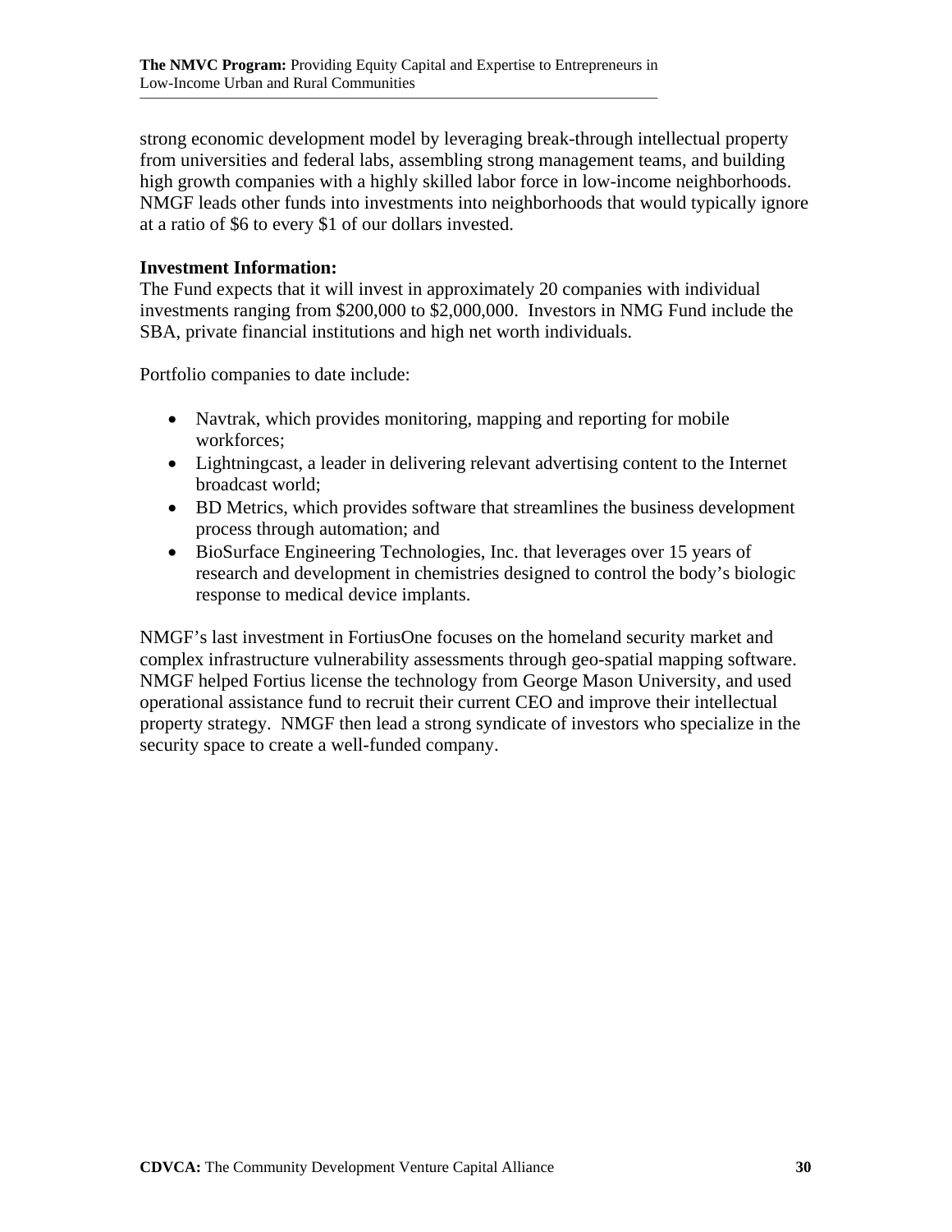strong economic development model by leveraging break-through intellectual property from universities and federal labs, assembling strong management teams, and building high growth companies with a highly skilled labor force in low-income neighborhoods. NMGF leads other funds into investments into neighborhoods that would typically ignore at a ratio of $6 to every $1 of our dollars invested.

**Investment Information:**
The Fund expects that it will invest in approximately 20 companies with individual investments ranging from $200,000 to $2,000,000. Investors in NMG Fund include the SBA, private financial institutions and high net worth individuals.

Portfolio companies to date include:

- Navtrak, which provides monitoring, mapping and reporting for mobile workforces;
- Lightningcast, a leader in delivering relevant advertising content to the Internet broadcast world;
- BD Metrics, which provides software that streamlines the business development process through automation; and
- BioSurface Engineering Technologies, Inc. that leverages over 15 years of research and development in chemistries designed to control the body's biologic response to medical device implants.

NMGF's last investment in FortiusOne focuses on the homeland security market and complex infrastructure vulnerability assessments through geo-spatial mapping software. NMGF helped Fortius license the technology from George Mason University, and used operational assistance fund to recruit their current CEO and improve their intellectual property strategy. NMGF then lead a strong syndicate of investors who specialize in the security space to create a well-funded company.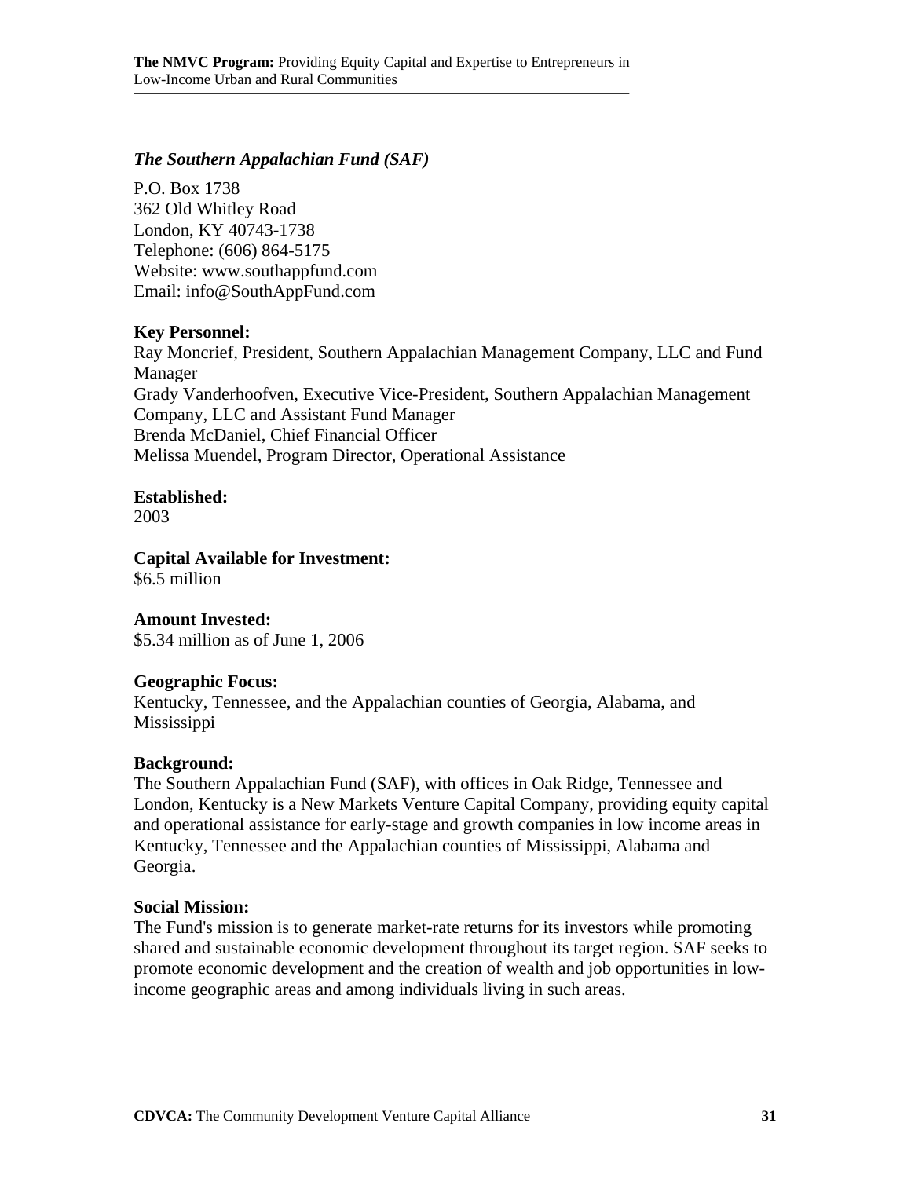### *The Southern Appalachian Fund (SAF)*

P.O. Box 1738
362 Old Whitley Road
London, KY 40743-1738
Telephone: (606) 864-5175
Website: www.southappfund.com
Email: info@SouthAppFund.com

**Key Personnel:**
Ray Moncrief, President, Southern Appalachian Management Company, LLC and Fund Manager
Grady Vanderhoofven, Executive Vice-President, Southern Appalachian Management Company, LLC and Assistant Fund Manager
Brenda McDaniel, Chief Financial Officer
Melissa Muendel, Program Director, Operational Assistance

**Established:**
2003

**Capital Available for Investment:**
$6.5 million

**Amount Invested:**
$5.34 million as of June 1, 2006

**Geographic Focus:**
Kentucky, Tennessee, and the Appalachian counties of Georgia, Alabama, and Mississippi

**Background:**
The Southern Appalachian Fund (SAF), with offices in Oak Ridge, Tennessee and London, Kentucky is a New Markets Venture Capital Company, providing equity capital and operational assistance for early-stage and growth companies in low income areas in Kentucky, Tennessee and the Appalachian counties of Mississippi, Alabama and Georgia.

**Social Mission:**
The Fund's mission is to generate market-rate returns for its investors while promoting shared and sustainable economic development throughout its target region. SAF seeks to promote economic development and the creation of wealth and job opportunities in low-income geographic areas and among individuals living in such areas.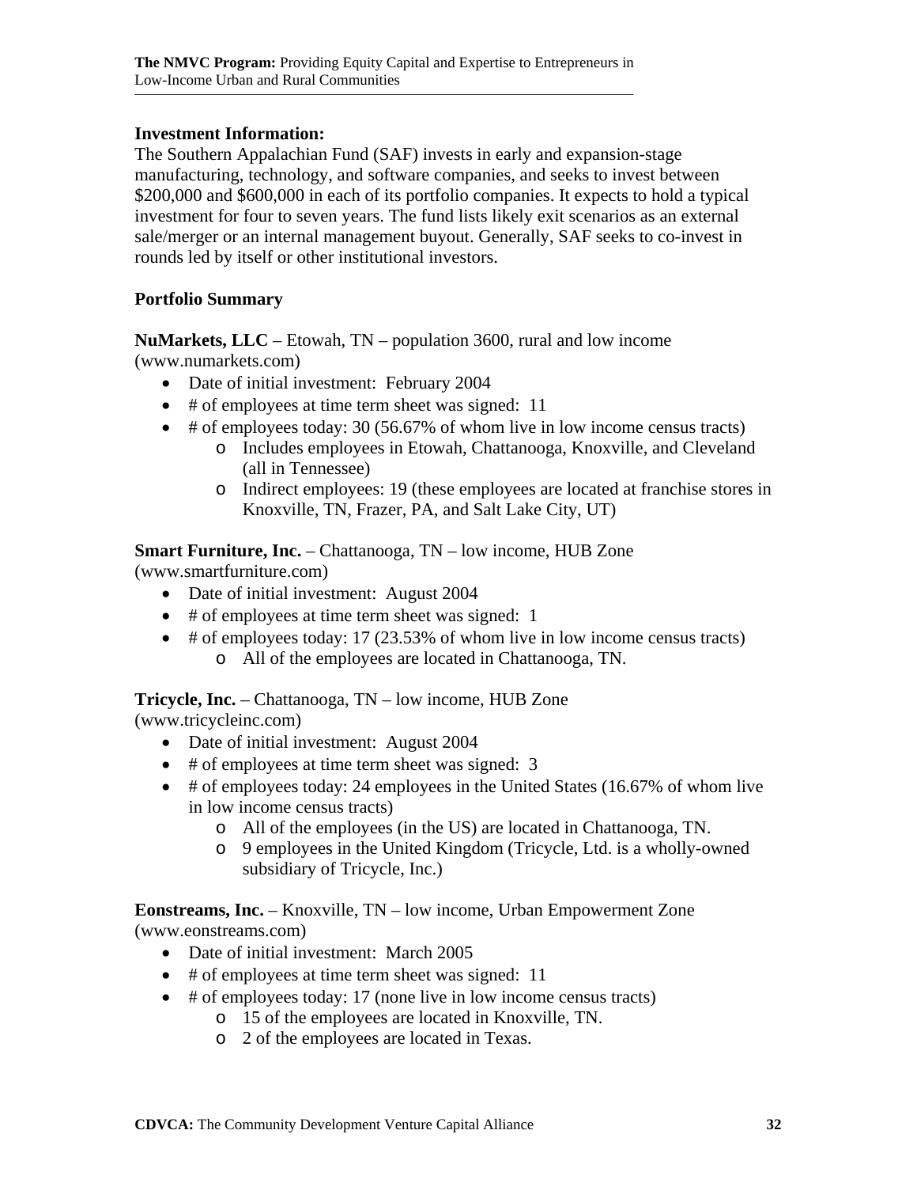**Investment Information:**

The Southern Appalachian Fund (SAF) invests in early and expansion-stage manufacturing, technology, and software companies, and seeks to invest between \$200,000 and \$600,000 in each of its portfolio companies. It expects to hold a typical investment for four to seven years. The fund lists likely exit scenarios as an external sale/merger or an internal management buyout. Generally, SAF seeks to co-invest in rounds led by itself or other institutional investors.

**Portfolio Summary**

**NuMarkets, LLC** – Etowah, TN – population 3600, rural and low income (www.numarkets.com)

- Date of initial investment: February 2004
- # of employees at time term sheet was signed: 11
- # of employees today: 30 (56.67% of whom live in low income census tracts)
  - Includes employees in Etowah, Chattanooga, Knoxville, and Cleveland (all in Tennessee)
  - Indirect employees: 19 (these employees are located at franchise stores in Knoxville, TN, Frazer, PA, and Salt Lake City, UT)

**Smart Furniture, Inc.** – Chattanooga, TN – low income, HUB Zone (www.smartfurniture.com)

- Date of initial investment: August 2004
- # of employees at time term sheet was signed: 1
- # of employees today: 17 (23.53% of whom live in low income census tracts)
  - All of the employees are located in Chattanooga, TN.

**Tricycle, Inc.** – Chattanooga, TN – low income, HUB Zone (www.tricycleinc.com)

- Date of initial investment: August 2004
- # of employees at time term sheet was signed: 3
- # of employees today: 24 employees in the United States (16.67% of whom live in low income census tracts)
  - All of the employees (in the US) are located in Chattanooga, TN.
  - 9 employees in the United Kingdom (Tricycle, Ltd. is a wholly-owned subsidiary of Tricycle, Inc.)

**Eonstreams, Inc.** – Knoxville, TN – low income, Urban Empowerment Zone (www.eonstreams.com)

- Date of initial investment: March 2005
- # of employees at time term sheet was signed: 11
- # of employees today: 17 (none live in low income census tracts)
  - 15 of the employees are located in Knoxville, TN.
  - 2 of the employees are located in Texas.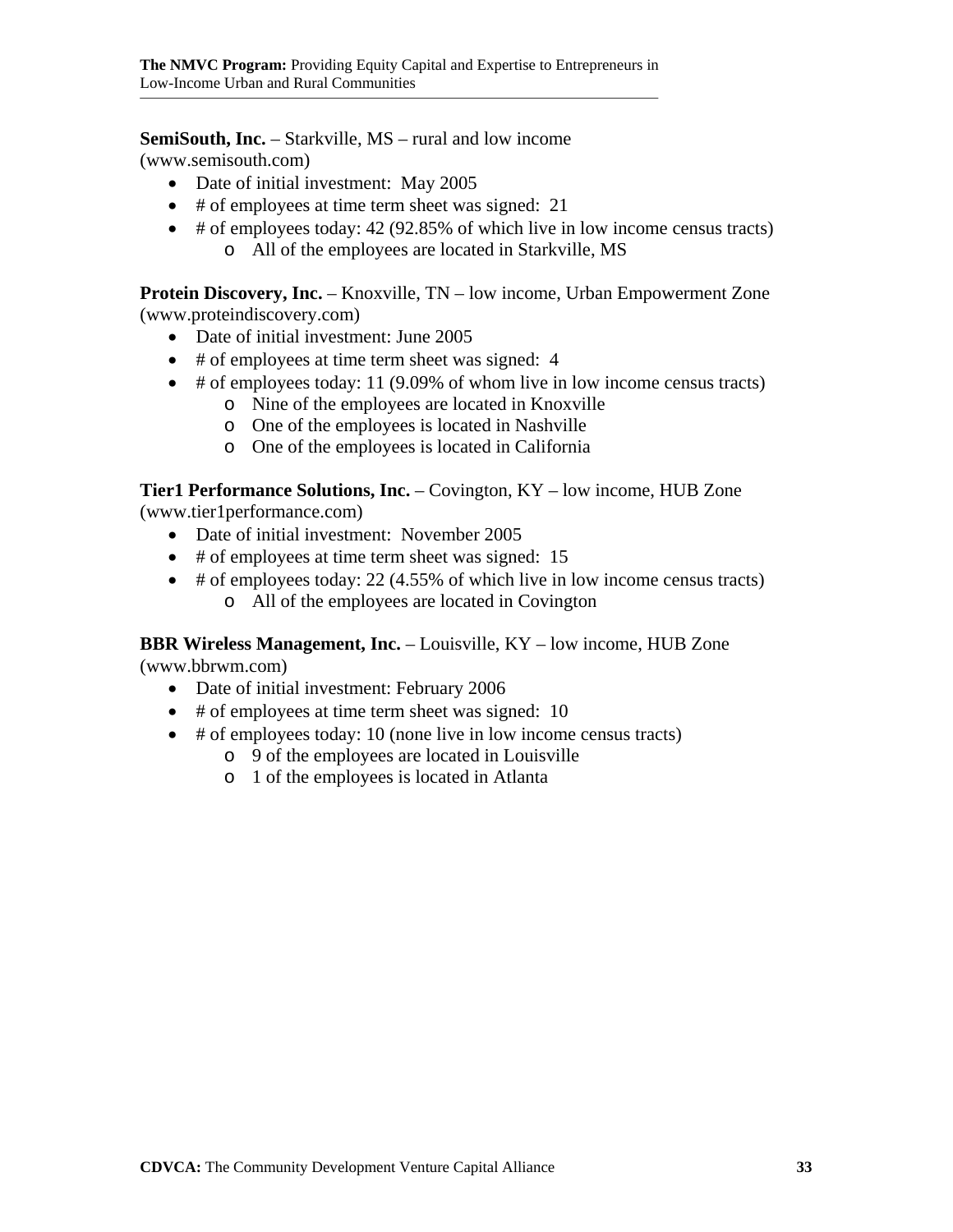**SemiSouth, Inc.** – Starkville, MS – rural and low income (www.semisouth.com)

- Date of initial investment: May 2005
- # of employees at time term sheet was signed: 21
- # of employees today: 42 (92.85% of which live in low income census tracts)
    - All of the employees are located in Starkville, MS

**Protein Discovery, Inc.** – Knoxville, TN – low income, Urban Empowerment Zone (www.proteindiscovery.com)

- Date of initial investment: June 2005
- # of employees at time term sheet was signed: 4
- # of employees today: 11 (9.09% of whom live in low income census tracts)
    - Nine of the employees are located in Knoxville
    - One of the employees is located in Nashville
    - One of the employees is located in California

**Tier1 Performance Solutions, Inc.** – Covington, KY – low income, HUB Zone (www.tier1performance.com)

- Date of initial investment: November 2005
- # of employees at time term sheet was signed: 15
- # of employees today: 22 (4.55% of which live in low income census tracts)
    - All of the employees are located in Covington

**BBR Wireless Management, Inc.** – Louisville, KY – low income, HUB Zone (www.bbrwm.com)

- Date of initial investment: February 2006
- # of employees at time term sheet was signed: 10
- # of employees today: 10 (none live in low income census tracts)
    - 9 of the employees are located in Louisville
    - 1 of the employees is located in Atlanta